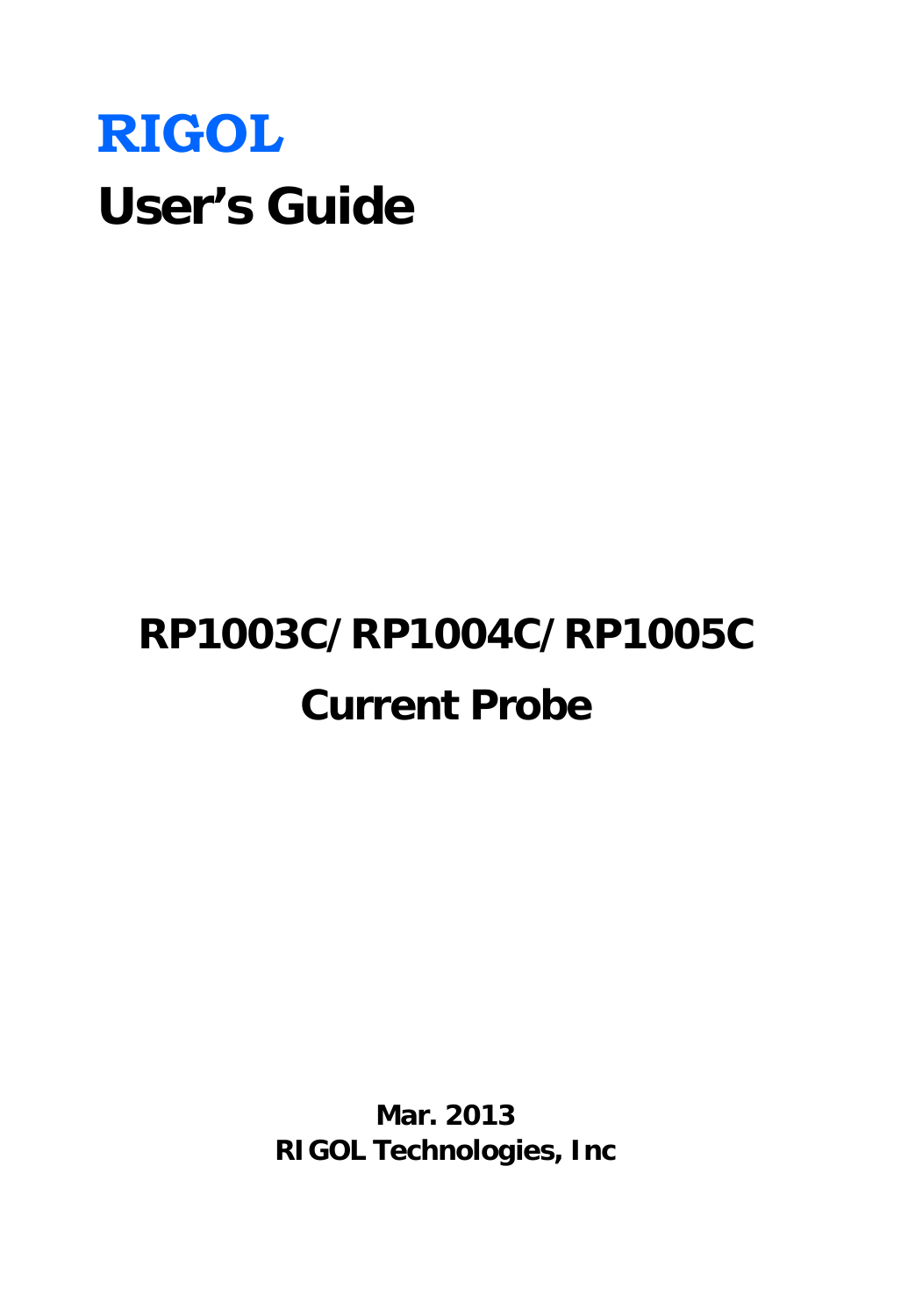**RIGOL**

# User's Guide

## RP1003C/RP1004C/RP1005C

## Current Probe

**Mar. 2013**

**RIGOL Technologies, Inc**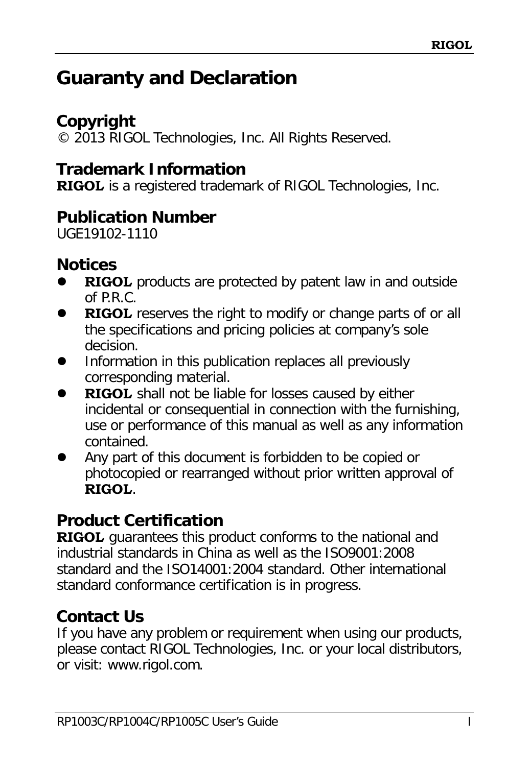# Guaranty and Declaration

## Copyright

© 2013 RIGOL Technologies, Inc. All Rights Reserved.

## Trademark Information

**RIGOL** is a registered trademark of RIGOL Technologies, Inc.

## Publication Number

UGE19102-1110

## Notices

- **RIGOL** products are protected by patent law in and outside of P.R.C.
- **RIGOL** reserves the right to modify or change parts of or all the specifications and pricing policies at company's sole decision.
- Information in this publication replaces all previously corresponding material.
- **RIGOL** shall not be liable for losses caused by either incidental or consequential in connection with the furnishing, use or performance of this manual as well as any information contained.
- Any part of this document is forbidden to be copied or photocopied or rearranged without prior written approval of **RIGOL**.

## Product Certification

**RIGOL** guarantees this product conforms to the national and industrial standards in China as well as the ISO9001:2008 standard and the ISO14001:2004 standard. Other international standard conformance certification is in progress.

## Contact Us

If you have any problem or requirement when using our products, please contact RIGOL Technologies, Inc. or your local distributors, or visit: www.rigol.com.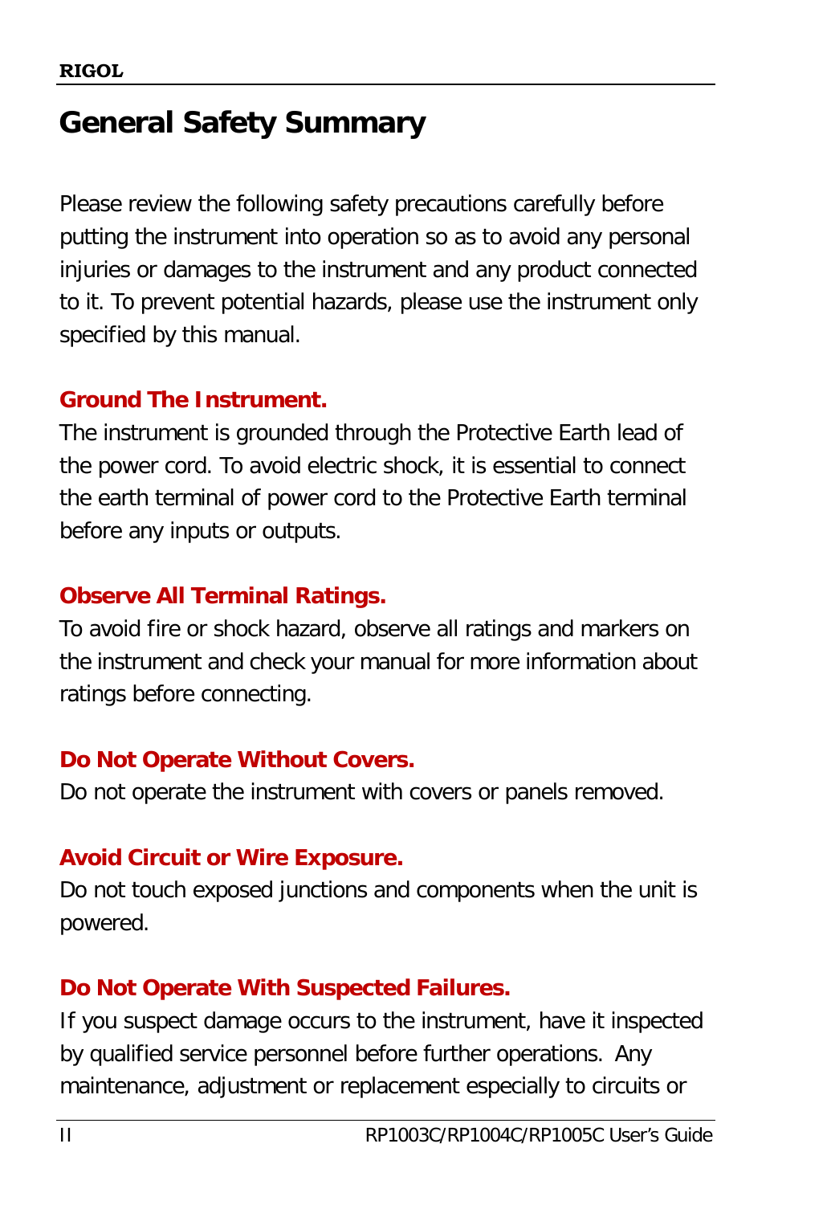# General Safety Summary

Please review the following safety precautions carefully before putting the instrument into operation so as to avoid any personal injuries or damages to the instrument and any product connected to it. To prevent potential hazards, please use the instrument only specified by this manual.

**Ground The Instrument.**

The instrument is grounded through the Protective Earth lead of the power cord. To avoid electric shock, it is essential to connect the earth terminal of power cord to the Protective Earth terminal before any inputs or outputs.

**Observe All Terminal Ratings.**

To avoid fire or shock hazard, observe all ratings and markers on the instrument and check your manual for more information about ratings before connecting.

**Do Not Operate Without Covers.**

Do not operate the instrument with covers or panels removed.

**Avoid Circuit or Wire Exposure.**

Do not touch exposed junctions and components when the unit is powered.

**Do Not Operate With Suspected Failures.**

If you suspect damage occurs to the instrument, have it inspected by qualified service personnel before further operations. Any maintenance, adjustment or replacement especially to circuits or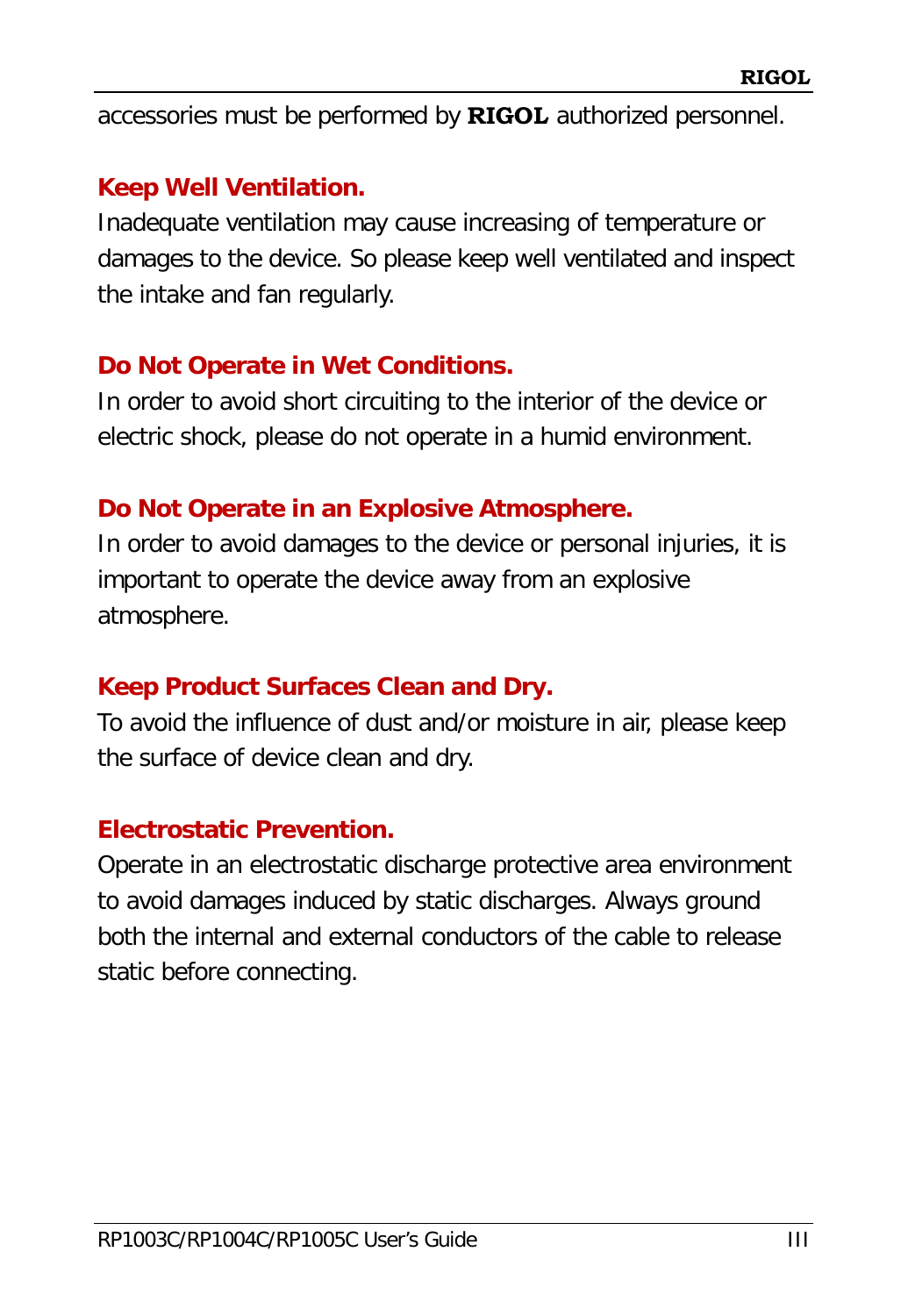accessories must be performed by **RIGOL** authorized personnel.

**Keep Well Ventilation.**

Inadequate ventilation may cause increasing of temperature or damages to the device. So please keep well ventilated and inspect the intake and fan regularly.

**Do Not Operate in Wet Conditions.**

In order to avoid short circuiting to the interior of the device or electric shock, please do not operate in a humid environment.

**Do Not Operate in an Explosive Atmosphere.**

In order to avoid damages to the device or personal injuries, it is important to operate the device away from an explosive atmosphere.

**Keep Product Surfaces Clean and Dry.**

To avoid the influence of dust and/or moisture in air, please keep the surface of device clean and dry.

**Electrostatic Prevention.**

Operate in an electrostatic discharge protective area environment to avoid damages induced by static discharges. Always ground both the internal and external conductors of the cable to release static before connecting.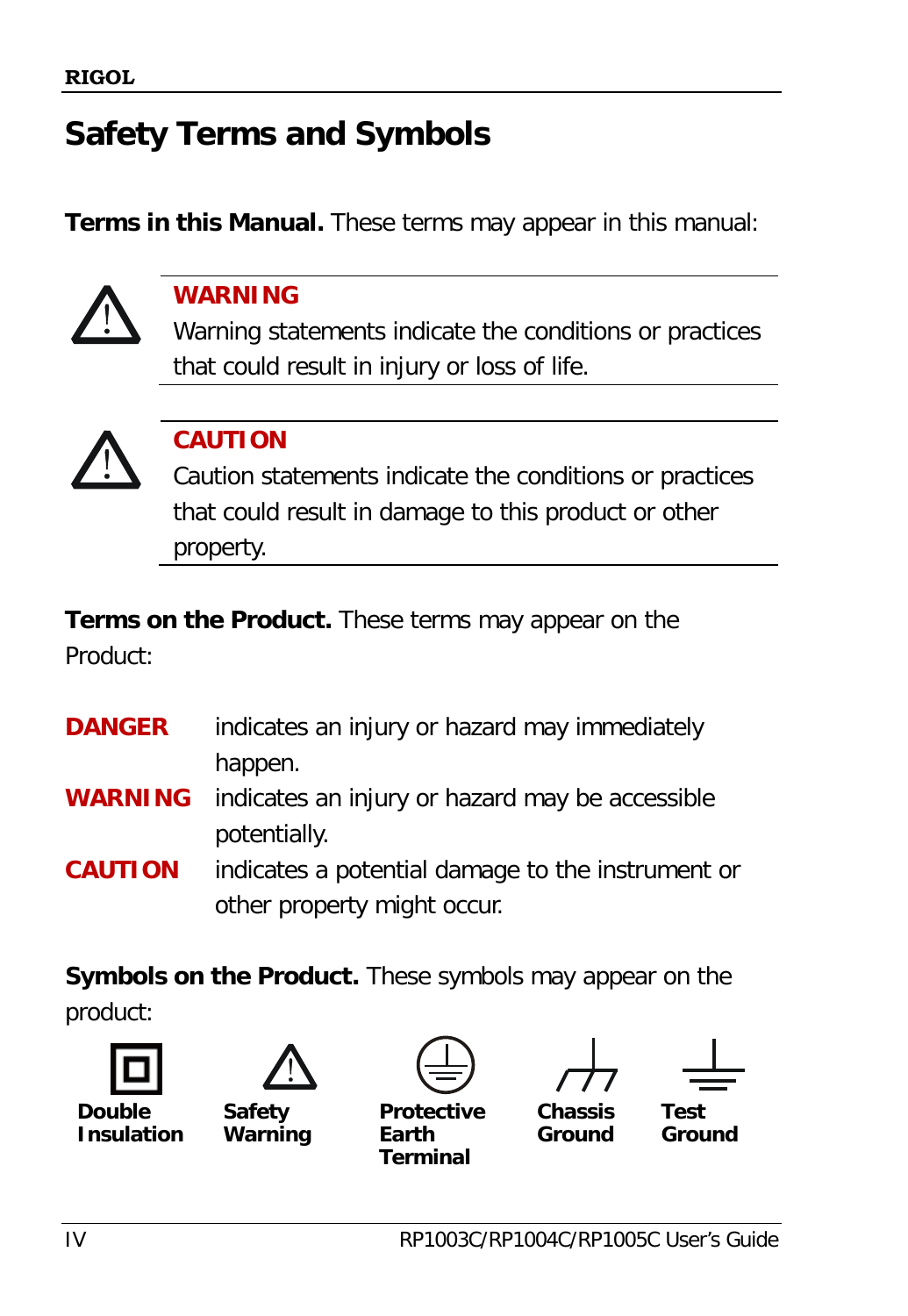# Safety Terms and Symbols

**Terms in this Manual.** These terms may appear in this manual:

**WARNING**
Warning statements indicate the conditions or practices that could result in injury or loss of life.

**CAUTION**
Caution statements indicate the conditions or practices that could result in damage to this product or other property.

**Terms on the Product.** These terms may appear on the Product:

**DANGER** indicates an injury or hazard may immediately happen.

**WARNING** indicates an injury or hazard may be accessible potentially.

**CAUTION** indicates a potential damage to the instrument or other property might occur.

**Symbols on the Product.** These symbols may appear on the product:

**Double Insulation** | **Safety Warning** | **Protective Earth Terminal** | **Chassis Ground** | **Test Ground**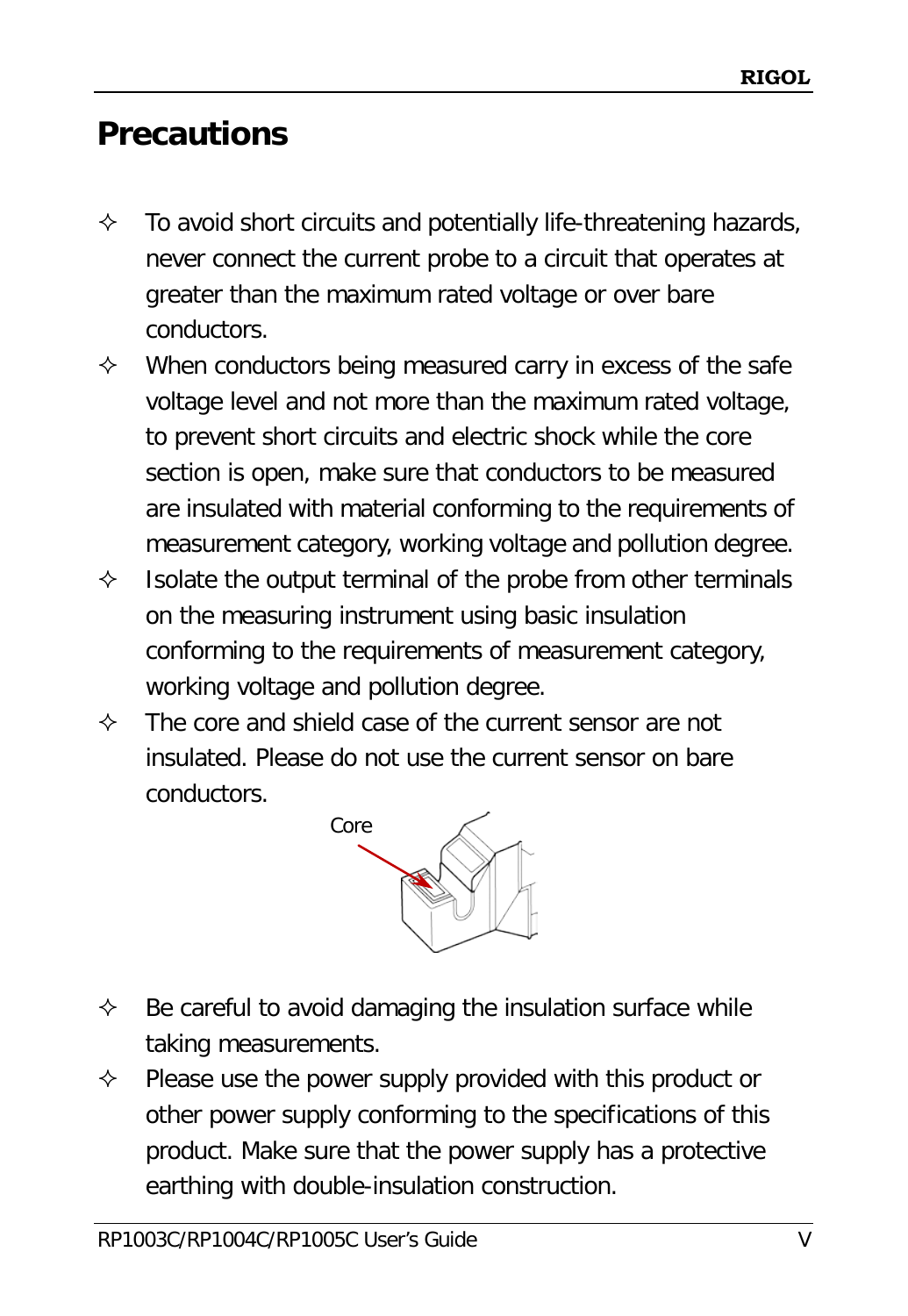# Precautions

- To avoid short circuits and potentially life-threatening hazards, never connect the current probe to a circuit that operates at greater than the maximum rated voltage or over bare conductors.
- When conductors being measured carry in excess of the safe voltage level and not more than the maximum rated voltage, to prevent short circuits and electric shock while the core section is open, make sure that conductors to be measured are insulated with material conforming to the requirements of measurement category, working voltage and pollution degree.
- Isolate the output terminal of the probe from other terminals on the measuring instrument using basic insulation conforming to the requirements of measurement category, working voltage and pollution degree.
- The core and shield case of the current sensor are not insulated. Please do not use the current sensor on bare conductors.

Core

- Be careful to avoid damaging the insulation surface while taking measurements.
- Please use the power supply provided with this product or other power supply conforming to the specifications of this product. Make sure that the power supply has a protective earthing with double-insulation construction.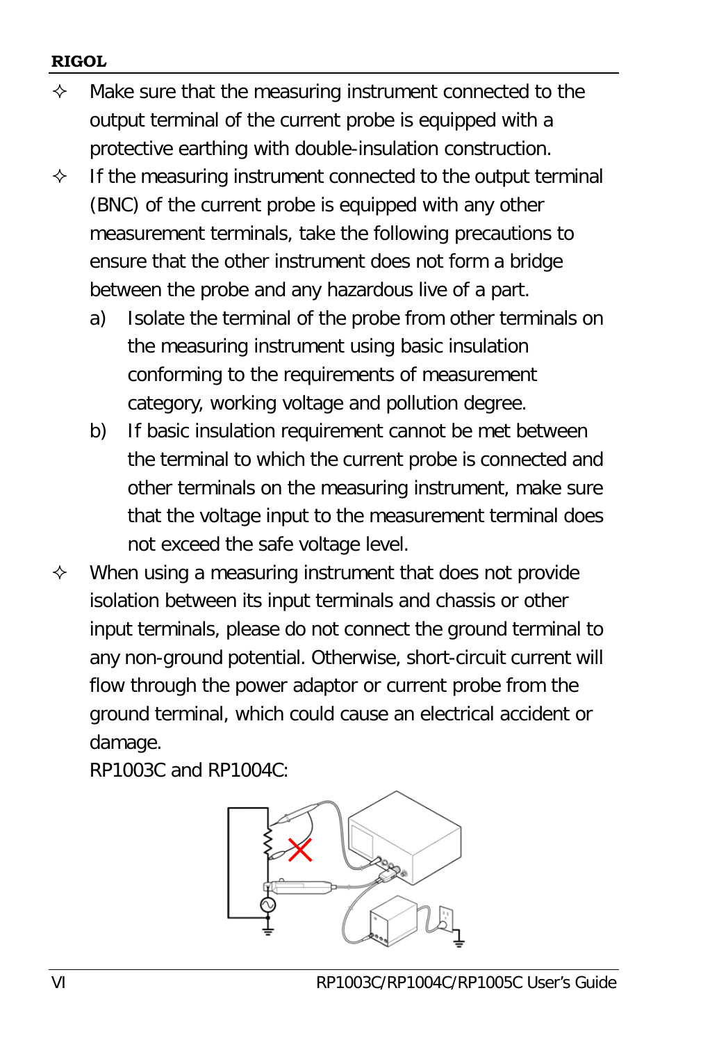- Make sure that the measuring instrument connected to the output terminal of the current probe is equipped with a protective earthing with double-insulation construction.
- If the measuring instrument connected to the output terminal (BNC) of the current probe is equipped with any other measurement terminals, take the following precautions to ensure that the other instrument does not form a bridge between the probe and any hazardous live of a part.
  - a) Isolate the terminal of the probe from other terminals on the measuring instrument using basic insulation conforming to the requirements of measurement category, working voltage and pollution degree.
  - b) If basic insulation requirement cannot be met between the terminal to which the current probe is connected and other terminals on the measuring instrument, make sure that the voltage input to the measurement terminal does not exceed the safe voltage level.
- When using a measuring instrument that does not provide isolation between its input terminals and chassis or other input terminals, please do not connect the ground terminal to any non-ground potential. Otherwise, short-circuit current will flow through the power adaptor or current probe from the ground terminal, which could cause an electrical accident or damage.

  RP1003C and RP1004C: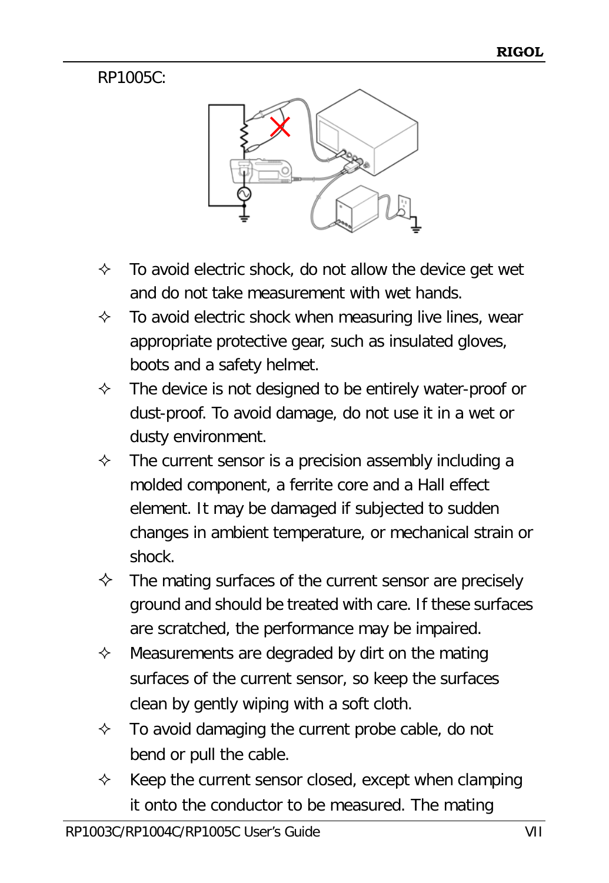RP1005C:

- To avoid electric shock, do not allow the device get wet and do not take measurement with wet hands.
- To avoid electric shock when measuring live lines, wear appropriate protective gear, such as insulated gloves, boots and a safety helmet.
- The device is not designed to be entirely water-proof or dust-proof. To avoid damage, do not use it in a wet or dusty environment.
- The current sensor is a precision assembly including a molded component, a ferrite core and a Hall effect element. It may be damaged if subjected to sudden changes in ambient temperature, or mechanical strain or shock.
- The mating surfaces of the current sensor are precisely ground and should be treated with care. If these surfaces are scratched, the performance may be impaired.
- Measurements are degraded by dirt on the mating surfaces of the current sensor, so keep the surfaces clean by gently wiping with a soft cloth.
- To avoid damaging the current probe cable, do not bend or pull the cable.
- Keep the current sensor closed, except when clamping it onto the conductor to be measured. The mating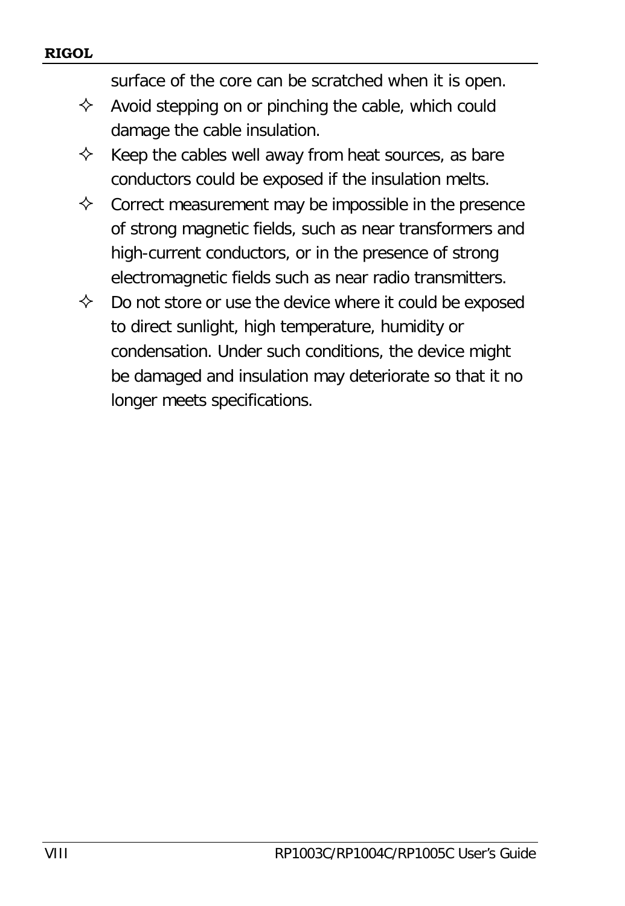surface of the core can be scratched when it is open.

- ✧ Avoid stepping on or pinching the cable, which could damage the cable insulation.
- ✧ Keep the cables well away from heat sources, as bare conductors could be exposed if the insulation melts.
- ✧ Correct measurement may be impossible in the presence of strong magnetic fields, such as near transformers and high-current conductors, or in the presence of strong electromagnetic fields such as near radio transmitters.
- ✧ Do not store or use the device where it could be exposed to direct sunlight, high temperature, humidity or condensation. Under such conditions, the device might be damaged and insulation may deteriorate so that it no longer meets specifications.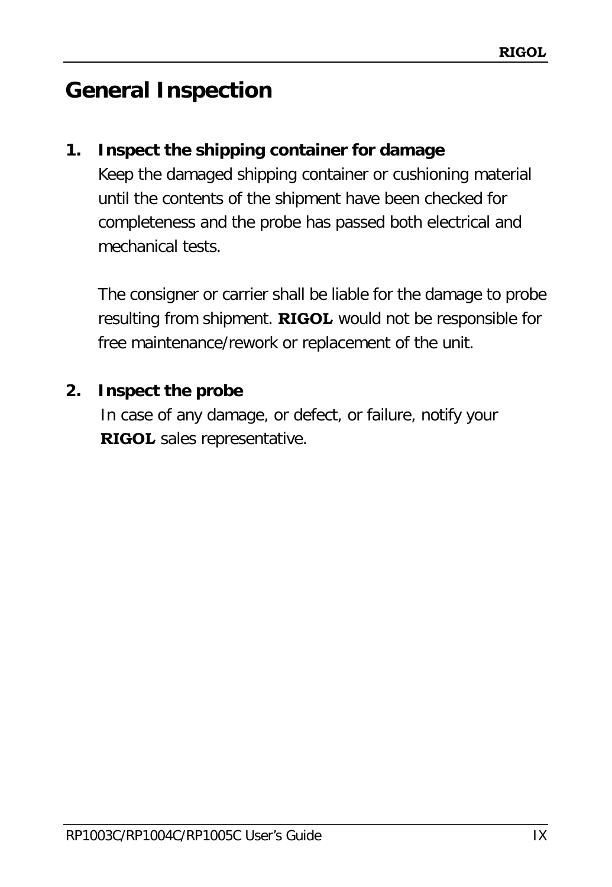## General Inspection

1. **Inspect the shipping container for damage**
   Keep the damaged shipping container or cushioning material until the contents of the shipment have been checked for completeness and the probe has passed both electrical and mechanical tests.

   The consigner or carrier shall be liable for the damage to probe resulting from shipment. **RIGOL** would not be responsible for free maintenance/rework or replacement of the unit.

2. **Inspect the probe**
   In case of any damage, or defect, or failure, notify your **RIGOL** sales representative.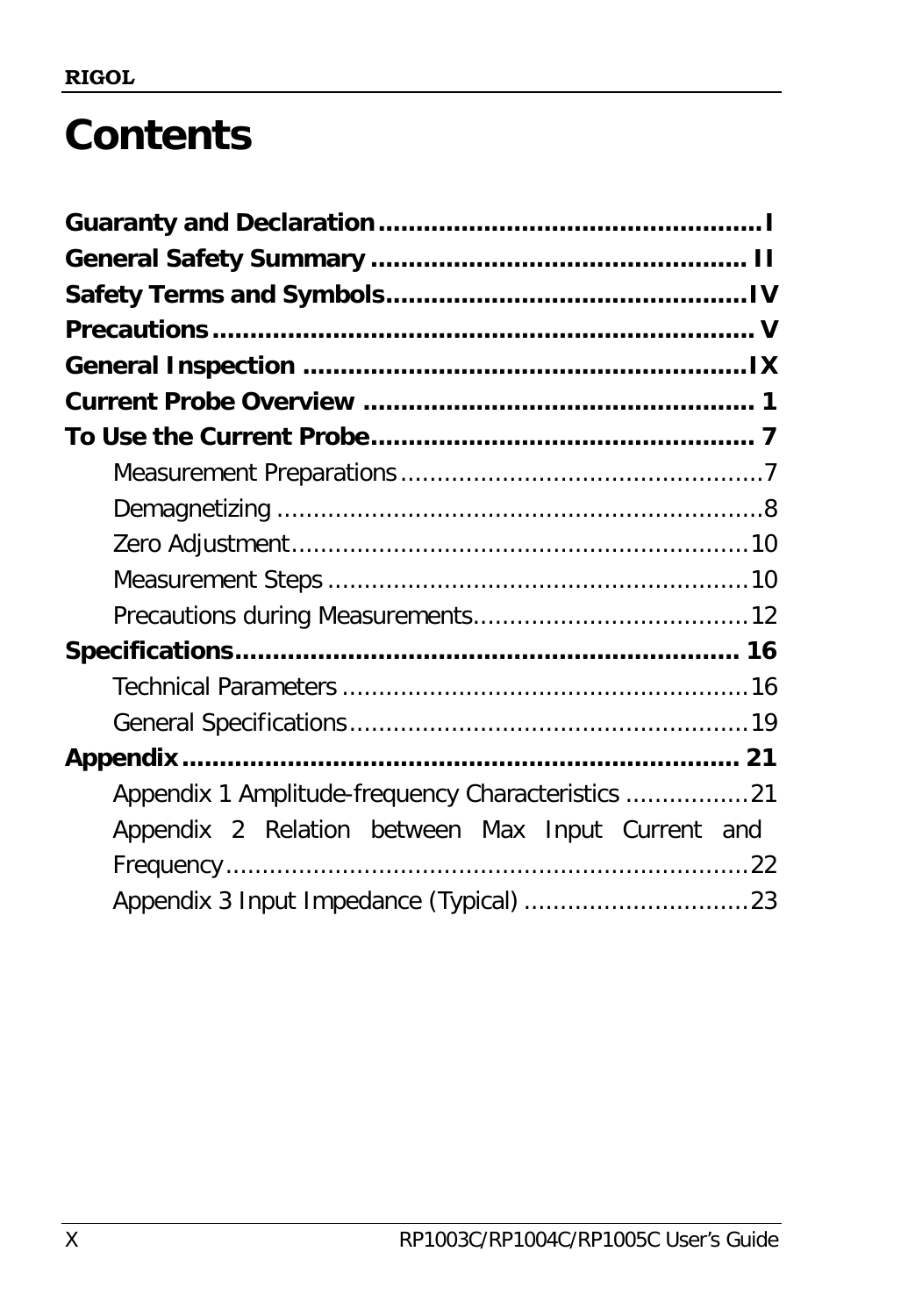# Contents

**Guaranty and Declaration** .................................................. I
**General Safety Summary** .................................................. II
**Safety Terms and Symbols** .................................................. IV
**Precautions** .................................................. V
**General Inspection** .................................................. IX
**Current Probe Overview** .................................................. 1
**To Use the Current Probe** .................................................. 7

- Measurement Preparations .................................................. 7
- Demagnetizing .................................................. 8
- Zero Adjustment .................................................. 10
- Measurement Steps .................................................. 10
- Precautions during Measurements .................................................. 12

**Specifications** .................................................. 16

- Technical Parameters .................................................. 16
- General Specifications .................................................. 19

**Appendix** .................................................. 21

- Appendix 1 Amplitude-frequency Characteristics .................................................. 21
- Appendix 2 Relation between Max Input Current and Frequency .................................................. 22
- Appendix 3 Input Impedance (Typical) .................................................. 23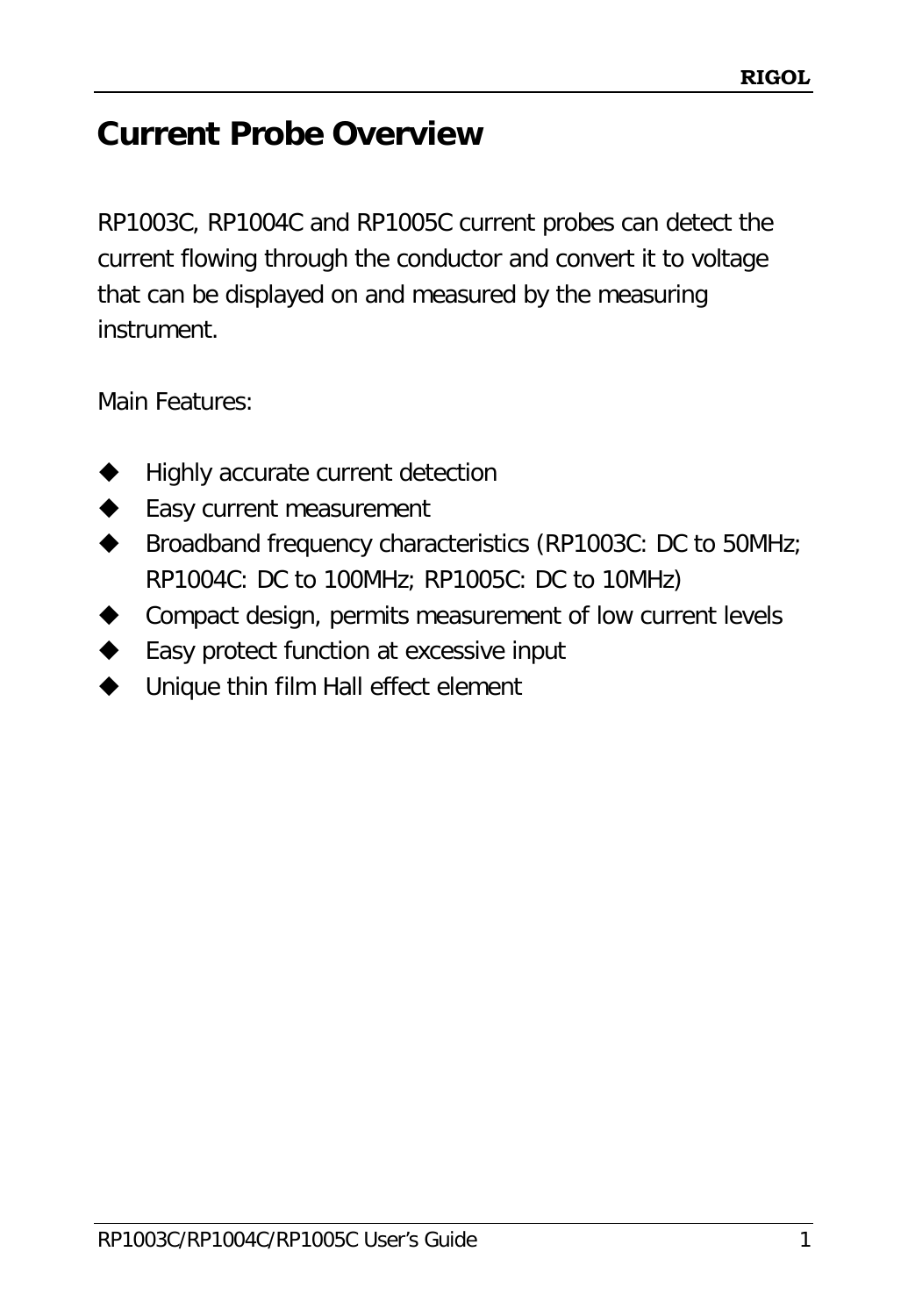# Current Probe Overview

RP1003C, RP1004C and RP1005C current probes can detect the current flowing through the conductor and convert it to voltage that can be displayed on and measured by the measuring instrument.

Main Features:

- Highly accurate current detection
- Easy current measurement
- Broadband frequency characteristics (RP1003C: DC to 50MHz; RP1004C: DC to 100MHz; RP1005C: DC to 10MHz)
- Compact design, permits measurement of low current levels
- Easy protect function at excessive input
- Unique thin film Hall effect element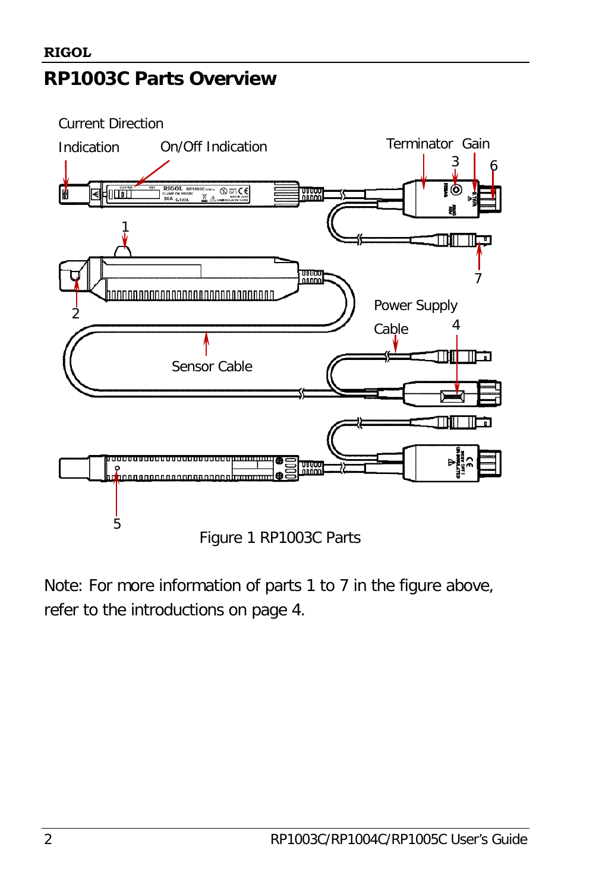## RP1003C Parts Overview

Figure 1 RP1003C Parts

Note: For more information of parts 1 to 7 in the figure above, refer to the introductions on page 4.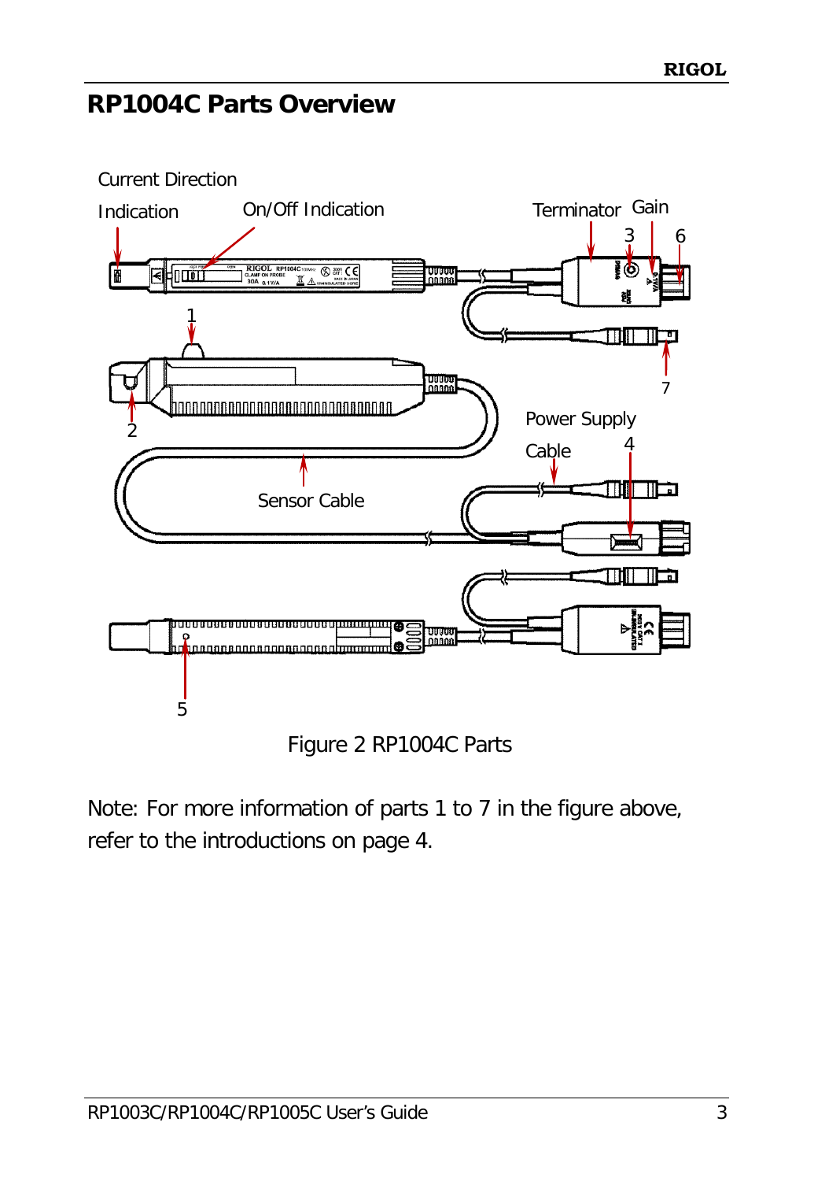## RP1004C Parts Overview

Figure 2 RP1004C Parts

Note: For more information of parts 1 to 7 in the figure above, refer to the introductions on page 4.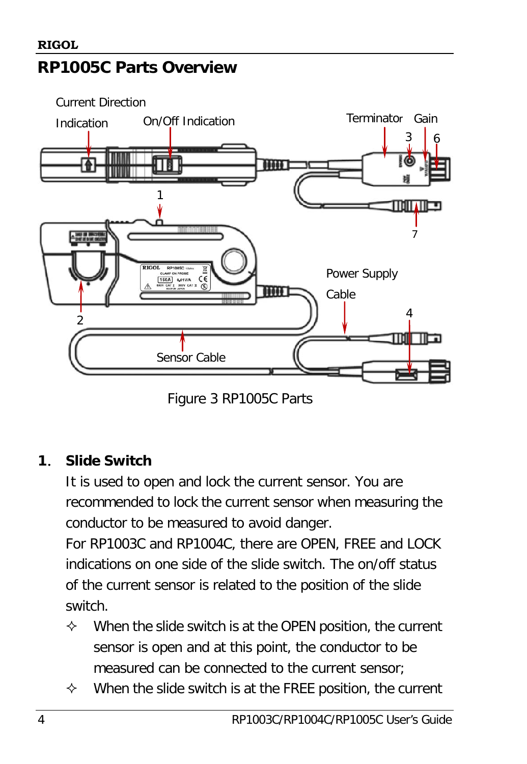## RP1005C Parts Overview

Figure 3 RP1005C Parts

1. **Slide Switch**

   It is used to open and lock the current sensor. You are recommended to lock the current sensor when measuring the conductor to be measured to avoid danger.

   For RP1003C and RP1004C, there are OPEN, FREE and LOCK indications on one side of the slide switch. The on/off status of the current sensor is related to the position of the slide switch.

   - When the slide switch is at the OPEN position, the current sensor is open and at this point, the conductor to be measured can be connected to the current sensor;
   - When the slide switch is at the FREE position, the current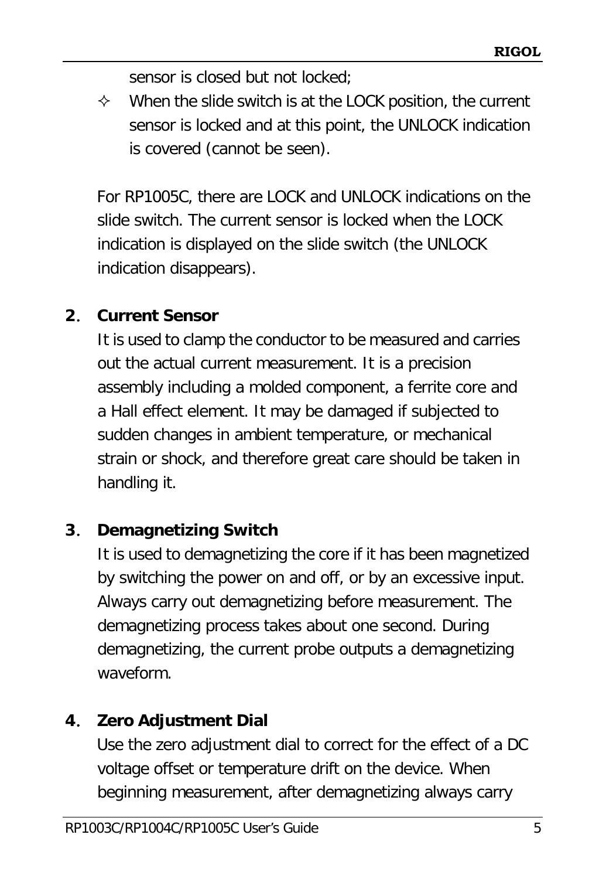sensor is closed but not locked;

- ✧ When the slide switch is at the LOCK position, the current sensor is locked and at this point, the UNLOCK indication is covered (cannot be seen).

For RP1005C, there are LOCK and UNLOCK indications on the slide switch. The current sensor is locked when the LOCK indication is displayed on the slide switch (the UNLOCK indication disappears).

**2. Current Sensor**

It is used to clamp the conductor to be measured and carries out the actual current measurement. It is a precision assembly including a molded component, a ferrite core and a Hall effect element. It may be damaged if subjected to sudden changes in ambient temperature, or mechanical strain or shock, and therefore great care should be taken in handling it.

**3. Demagnetizing Switch**

It is used to demagnetizing the core if it has been magnetized by switching the power on and off, or by an excessive input. Always carry out demagnetizing before measurement. The demagnetizing process takes about one second. During demagnetizing, the current probe outputs a demagnetizing waveform.

**4. Zero Adjustment Dial**

Use the zero adjustment dial to correct for the effect of a DC voltage offset or temperature drift on the device. When beginning measurement, after demagnetizing always carry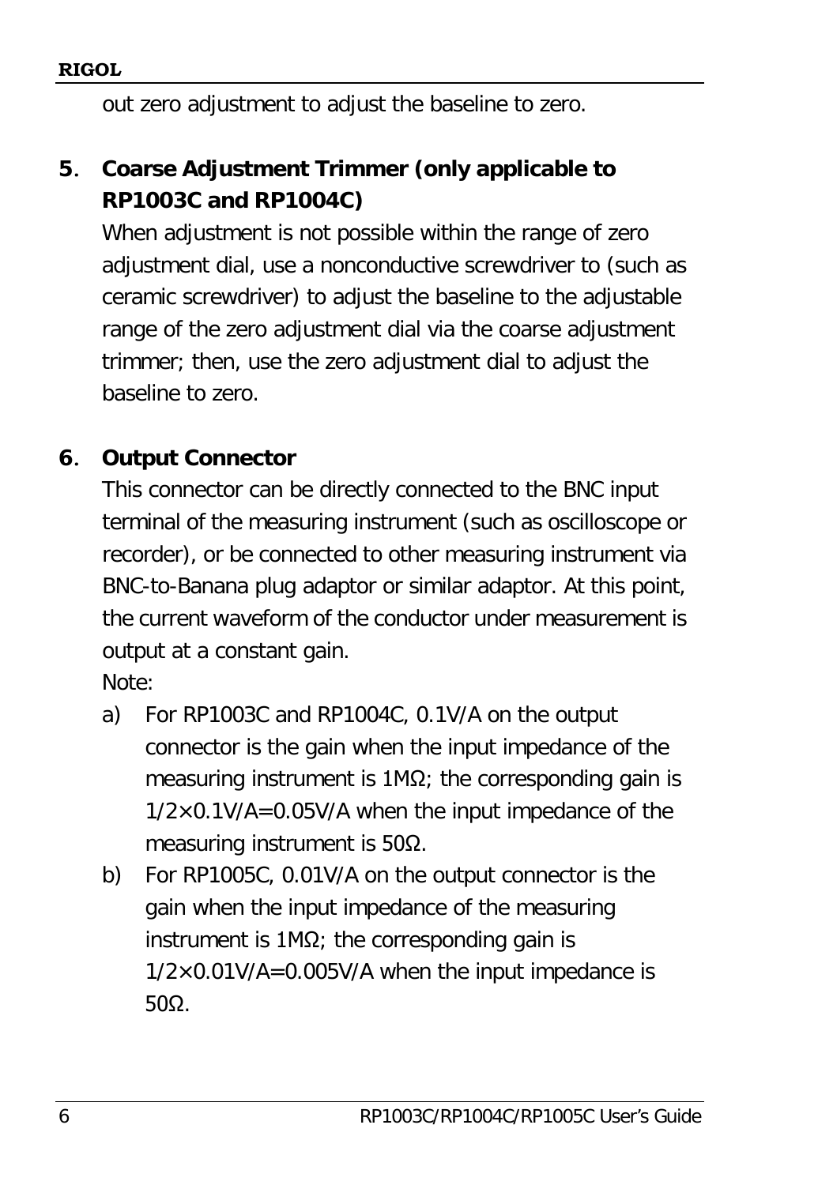out zero adjustment to adjust the baseline to zero.

5. **Coarse Adjustment Trimmer (only applicable to RP1003C and RP1004C)**

   When adjustment is not possible within the range of zero adjustment dial, use a nonconductive screwdriver to (such as ceramic screwdriver) to adjust the baseline to the adjustable range of the zero adjustment dial via the coarse adjustment trimmer; then, use the zero adjustment dial to adjust the baseline to zero.

6. **Output Connector**

   This connector can be directly connected to the BNC input terminal of the measuring instrument (such as oscilloscope or recorder), or be connected to other measuring instrument via BNC-to-Banana plug adaptor or similar adaptor. At this point, the current waveform of the conductor under measurement is output at a constant gain.

   Note:

   a) For RP1003C and RP1004C, 0.1V/A on the output connector is the gain when the input impedance of the measuring instrument is 1MΩ; the corresponding gain is 1/2×0.1V/A=0.05V/A when the input impedance of the measuring instrument is 50Ω.

   b) For RP1005C, 0.01V/A on the output connector is the gain when the input impedance of the measuring instrument is 1MΩ; the corresponding gain is 1/2×0.01V/A=0.005V/A when the input impedance is 50Ω.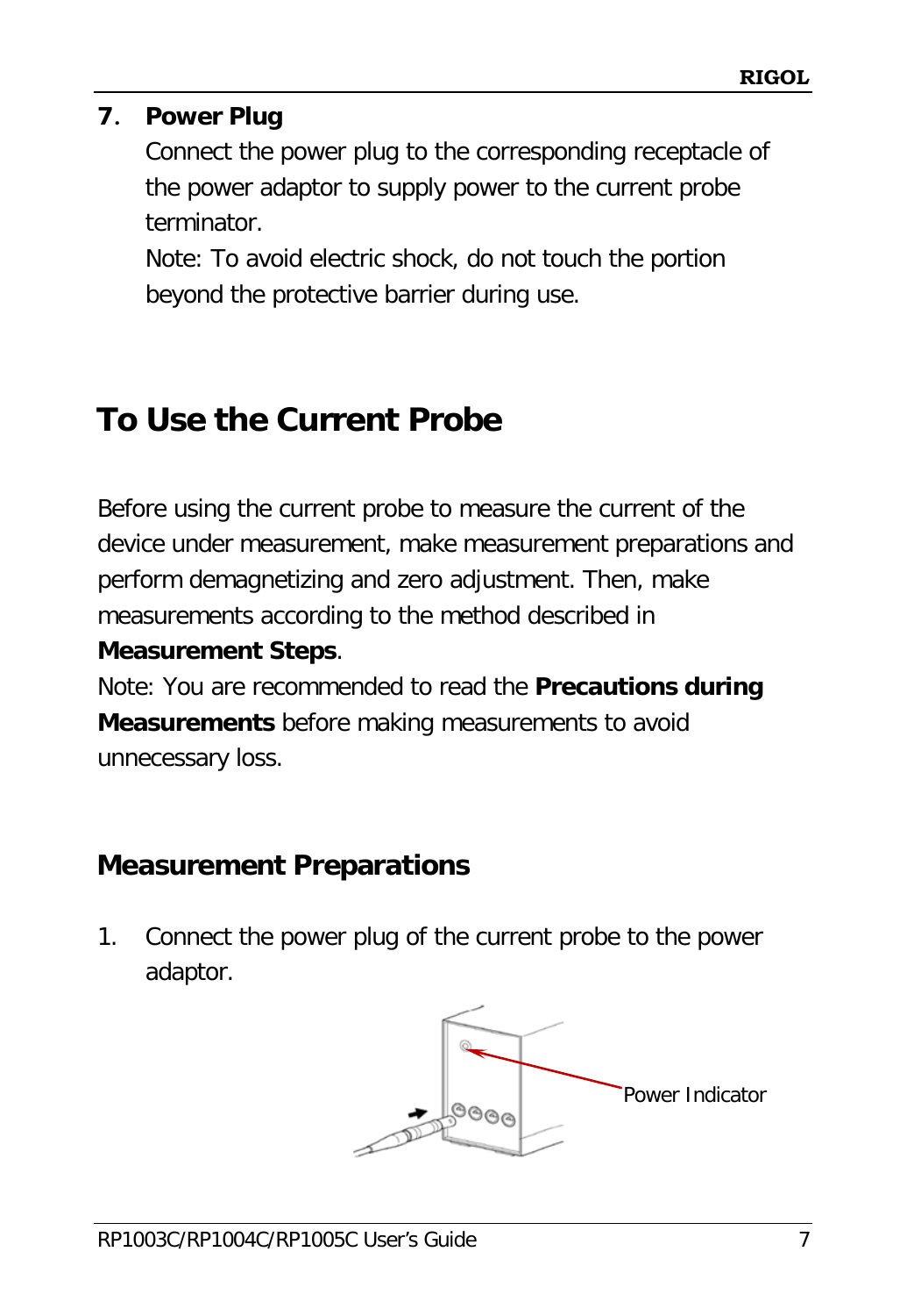7. **Power Plug**

   Connect the power plug to the corresponding receptacle of the power adaptor to supply power to the current probe terminator.

   Note: To avoid electric shock, do not touch the portion beyond the protective barrier during use.

# To Use the Current Probe

Before using the current probe to measure the current of the device under measurement, make measurement preparations and perform demagnetizing and zero adjustment. Then, make measurements according to the method described in **Measurement Steps**.

Note: You are recommended to read the **Precautions during Measurements** before making measurements to avoid unnecessary loss.

## Measurement Preparations

1. Connect the power plug of the current probe to the power adaptor.

Power Indicator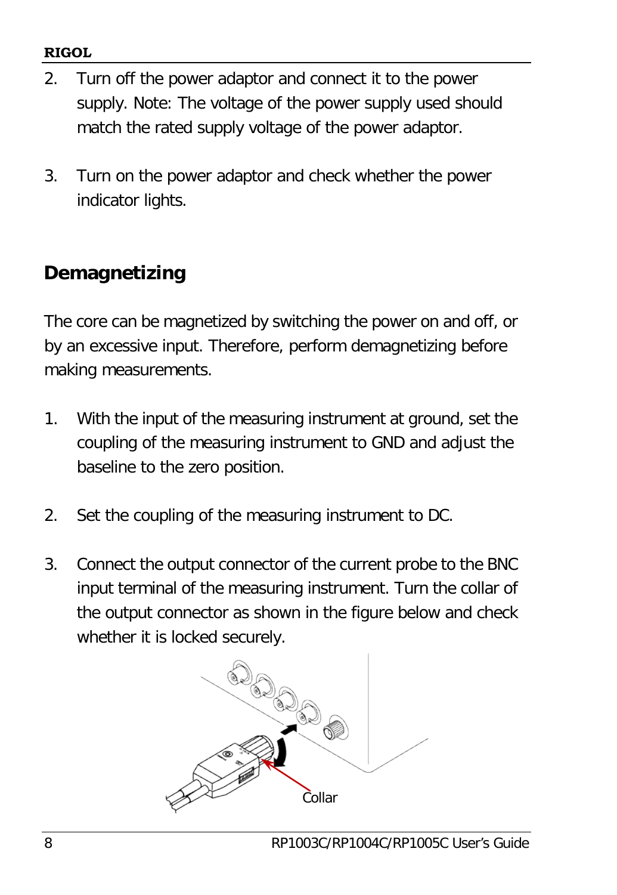2. Turn off the power adaptor and connect it to the power supply. Note: The voltage of the power supply used should match the rated supply voltage of the power adaptor.

3. Turn on the power adaptor and check whether the power indicator lights.

## Demagnetizing

The core can be magnetized by switching the power on and off, or by an excessive input. Therefore, perform demagnetizing before making measurements.

1. With the input of the measuring instrument at ground, set the coupling of the measuring instrument to GND and adjust the baseline to the zero position.

2. Set the coupling of the measuring instrument to DC.

3. Connect the output connector of the current probe to the BNC input terminal of the measuring instrument. Turn the collar of the output connector as shown in the figure below and check whether it is locked securely.

Collar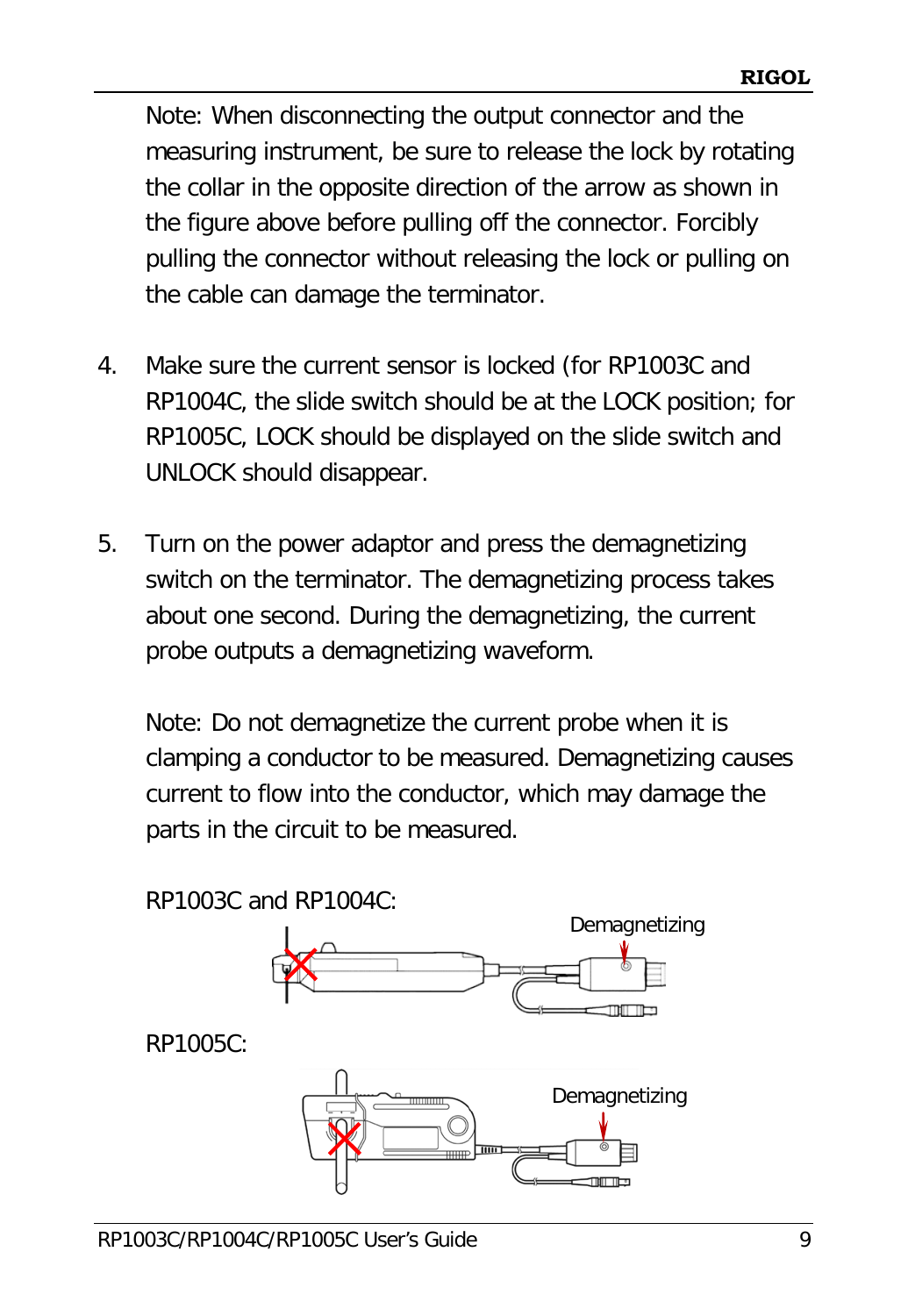Note: When disconnecting the output connector and the measuring instrument, be sure to release the lock by rotating the collar in the opposite direction of the arrow as shown in the figure above before pulling off the connector. Forcibly pulling the connector without releasing the lock or pulling on the cable can damage the terminator.

4. Make sure the current sensor is locked (for RP1003C and RP1004C, the slide switch should be at the LOCK position; for RP1005C, LOCK should be displayed on the slide switch and UNLOCK should disappear.

5. Turn on the power adaptor and press the demagnetizing switch on the terminator. The demagnetizing process takes about one second. During the demagnetizing, the current probe outputs a demagnetizing waveform.

   Note: Do not demagnetize the current probe when it is clamping a conductor to be measured. Demagnetizing causes current to flow into the conductor, which may damage the parts in the circuit to be measured.

   RP1003C and RP1004C:

   Demagnetizing

   RP1005C:

   Demagnetizing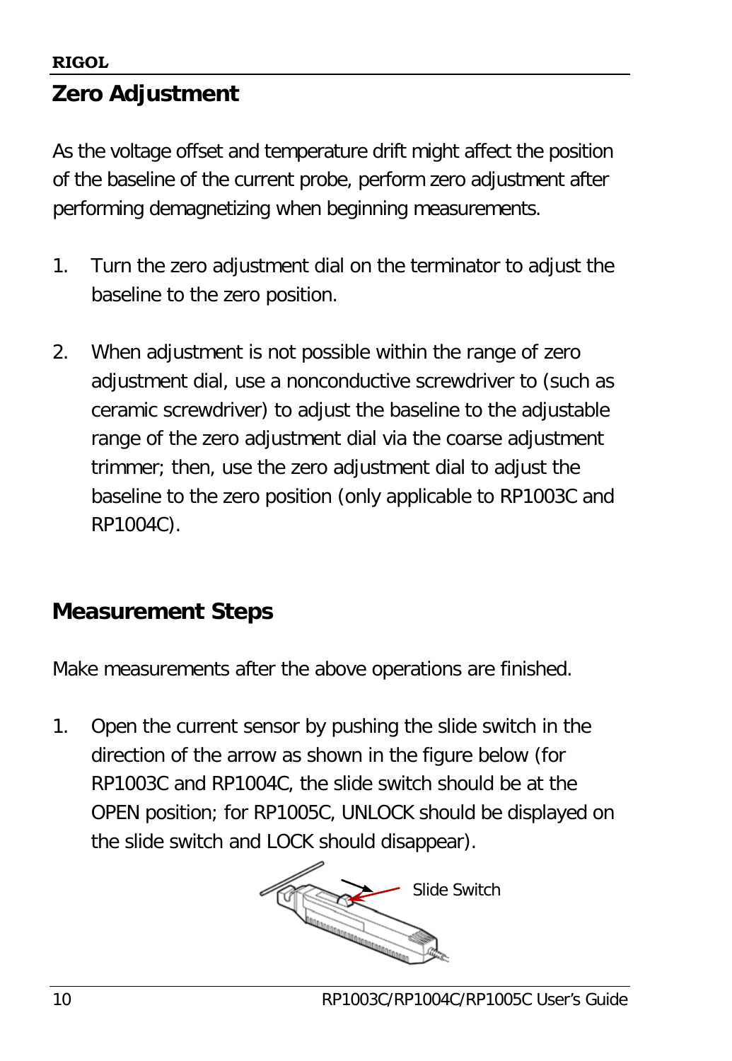## Zero Adjustment

As the voltage offset and temperature drift might affect the position of the baseline of the current probe, perform zero adjustment after performing demagnetizing when beginning measurements.

1. Turn the zero adjustment dial on the terminator to adjust the baseline to the zero position.

2. When adjustment is not possible within the range of zero adjustment dial, use a nonconductive screwdriver to (such as ceramic screwdriver) to adjust the baseline to the adjustable range of the zero adjustment dial via the coarse adjustment trimmer; then, use the zero adjustment dial to adjust the baseline to the zero position (only applicable to RP1003C and RP1004C).

## Measurement Steps

Make measurements after the above operations are finished.

1. Open the current sensor by pushing the slide switch in the direction of the arrow as shown in the figure below (for RP1003C and RP1004C, the slide switch should be at the OPEN position; for RP1005C, UNLOCK should be displayed on the slide switch and LOCK should disappear).

Slide Switch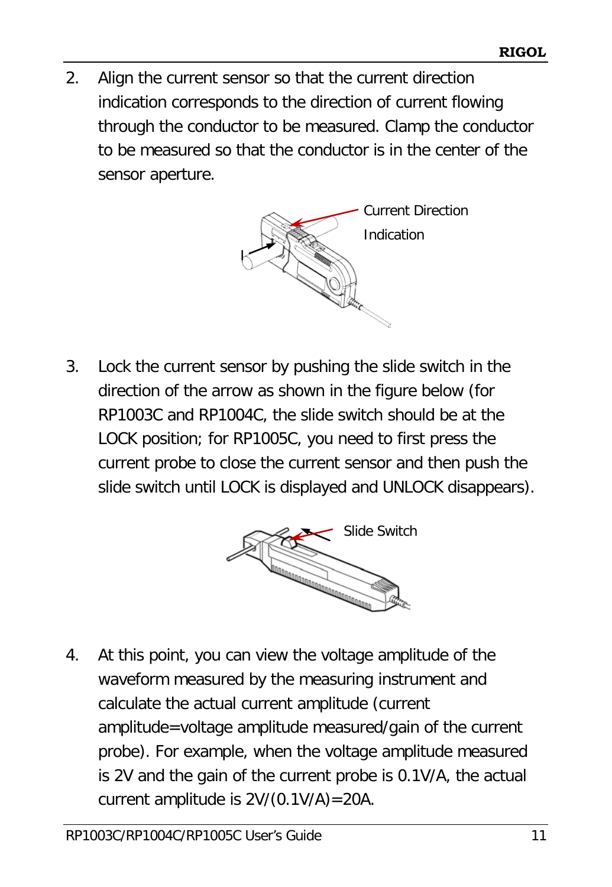2. Align the current sensor so that the current direction indication corresponds to the direction of current flowing through the conductor to be measured. Clamp the conductor to be measured so that the conductor is in the center of the sensor aperture.

Current Direction Indication

3. Lock the current sensor by pushing the slide switch in the direction of the arrow as shown in the figure below (for RP1003C and RP1004C, the slide switch should be at the LOCK position; for RP1005C, you need to first press the current probe to close the current sensor and then push the slide switch until LOCK is displayed and UNLOCK disappears).

Slide Switch

4. At this point, you can view the voltage amplitude of the waveform measured by the measuring instrument and calculate the actual current amplitude (current amplitude=voltage amplitude measured/gain of the current probe). For example, when the voltage amplitude measured is 2V and the gain of the current probe is 0.1V/A, the actual current amplitude is 2V/(0.1V/A)=20A.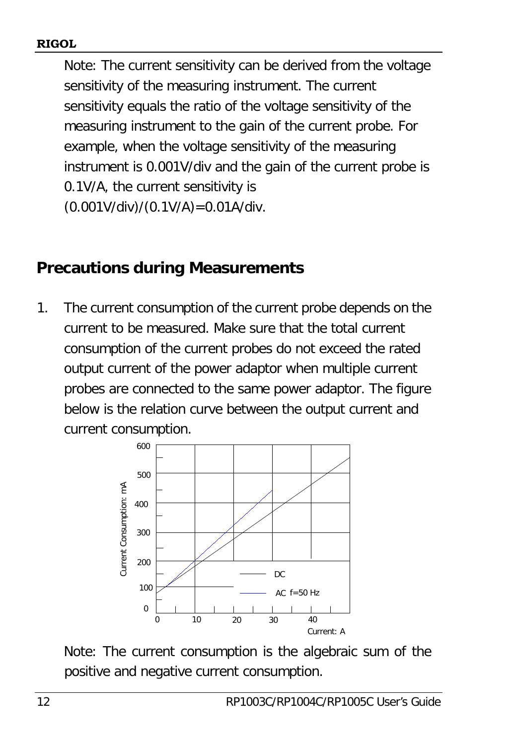Note: The current sensitivity can be derived from the voltage sensitivity of the measuring instrument. The current sensitivity equals the ratio of the voltage sensitivity of the measuring instrument to the gain of the current probe. For example, when the voltage sensitivity of the measuring instrument is 0.001V/div and the gain of the current probe is 0.1V/A, the current sensitivity is (0.001V/div)/(0.1V/A)=0.01A/div.

## Precautions during Measurements

1. The current consumption of the current probe depends on the current to be measured. Make sure that the total current consumption of the current probes do not exceed the rated output current of the power adaptor when multiple current probes are connected to the same power adaptor. The figure below is the relation curve between the output current and current consumption.

   Note: The current consumption is the algebraic sum of the positive and negative current consumption.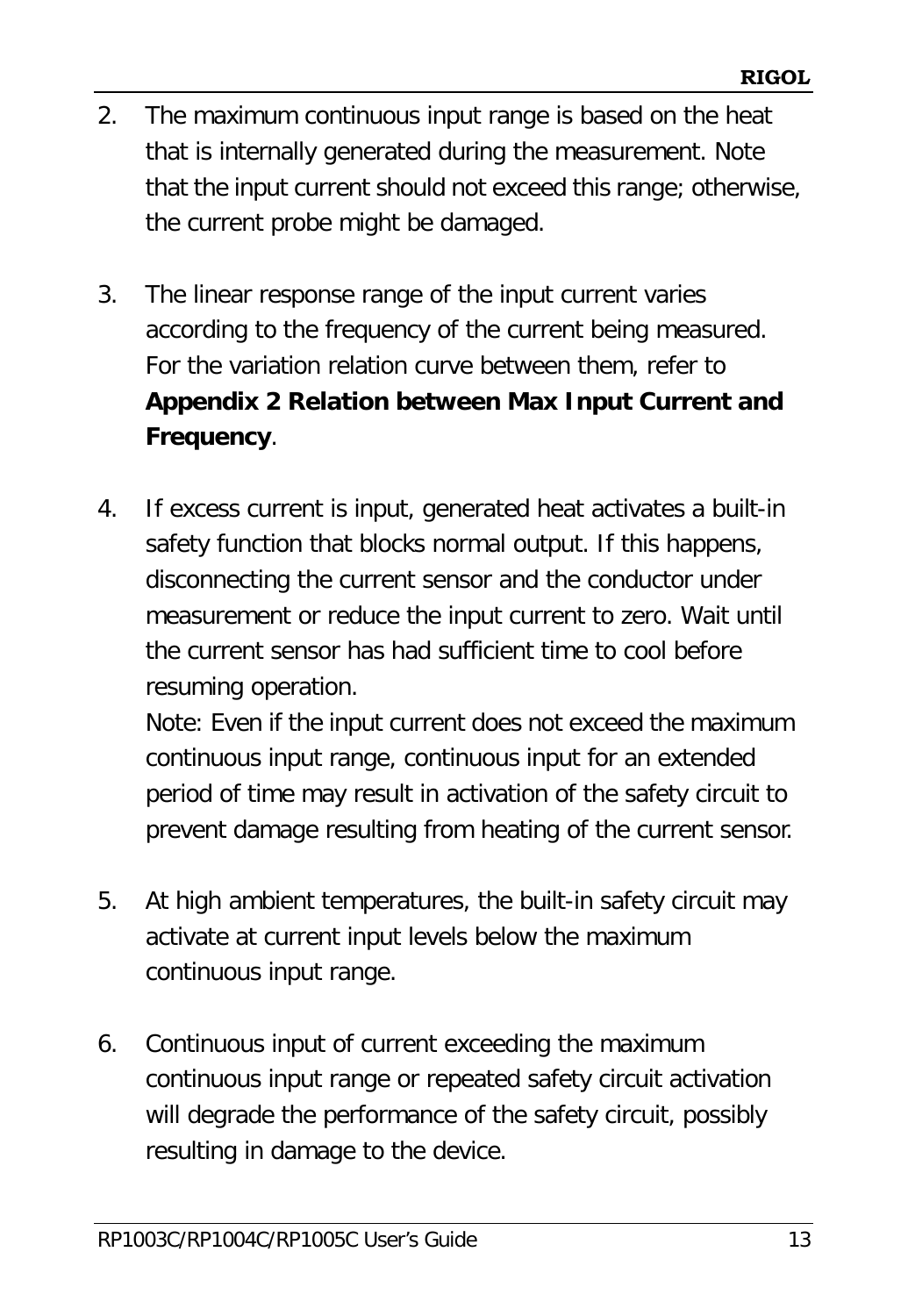2. The maximum continuous input range is based on the heat that is internally generated during the measurement. Note that the input current should not exceed this range; otherwise, the current probe might be damaged.

3. The linear response range of the input current varies according to the frequency of the current being measured. For the variation relation curve between them, refer to **Appendix 2 Relation between Max Input Current and Frequency**.

4. If excess current is input, generated heat activates a built-in safety function that blocks normal output. If this happens, disconnecting the current sensor and the conductor under measurement or reduce the input current to zero. Wait until the current sensor has had sufficient time to cool before resuming operation.
   Note: Even if the input current does not exceed the maximum continuous input range, continuous input for an extended period of time may result in activation of the safety circuit to prevent damage resulting from heating of the current sensor.

5. At high ambient temperatures, the built-in safety circuit may activate at current input levels below the maximum continuous input range.

6. Continuous input of current exceeding the maximum continuous input range or repeated safety circuit activation will degrade the performance of the safety circuit, possibly resulting in damage to the device.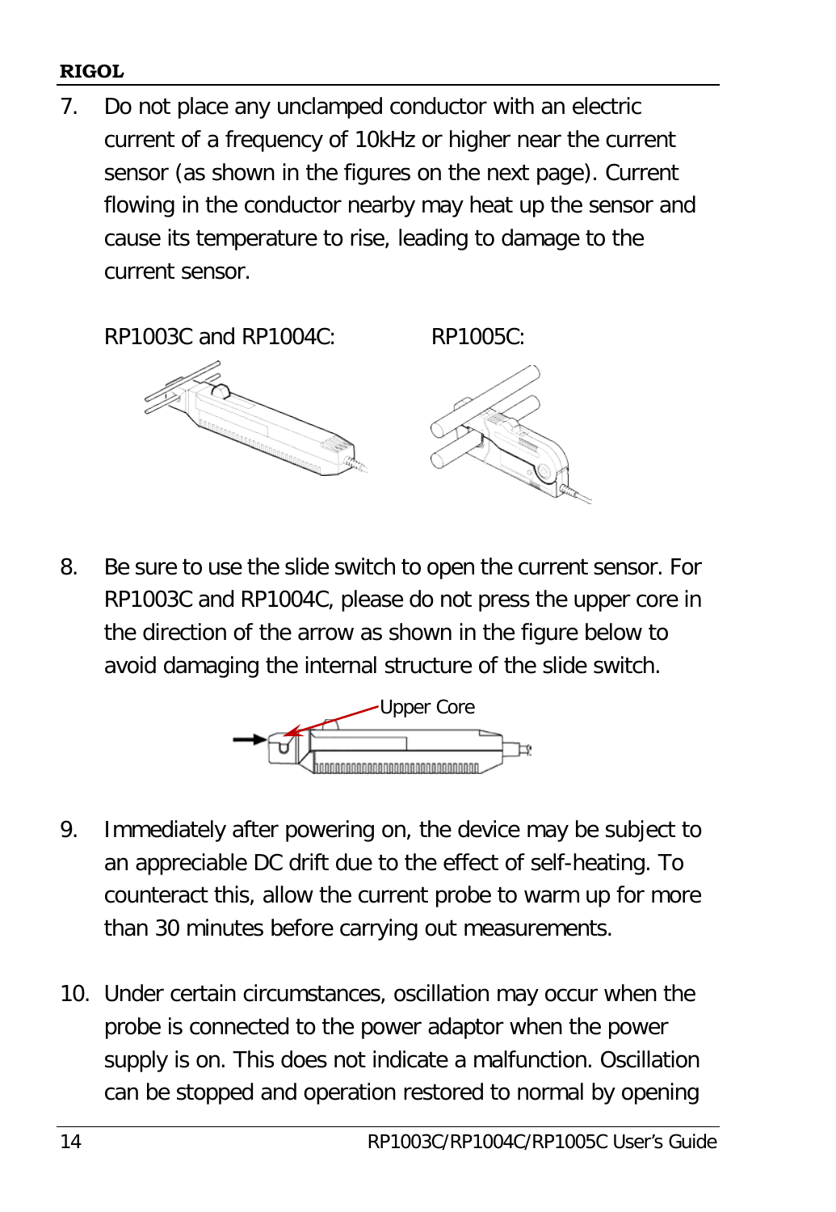7. Do not place any unclamped conductor with an electric current of a frequency of 10kHz or higher near the current sensor (as shown in the figures on the next page). Current flowing in the conductor nearby may heat up the sensor and cause its temperature to rise, leading to damage to the current sensor.

   RP1003C and RP1004C: RP1005C:

8. Be sure to use the slide switch to open the current sensor. For RP1003C and RP1004C, please do not press the upper core in the direction of the arrow as shown in the figure below to avoid damaging the internal structure of the slide switch.

   Upper Core

9. Immediately after powering on, the device may be subject to an appreciable DC drift due to the effect of self-heating. To counteract this, allow the current probe to warm up for more than 30 minutes before carrying out measurements.

10. Under certain circumstances, oscillation may occur when the probe is connected to the power adaptor when the power supply is on. This does not indicate a malfunction. Oscillation can be stopped and operation restored to normal by opening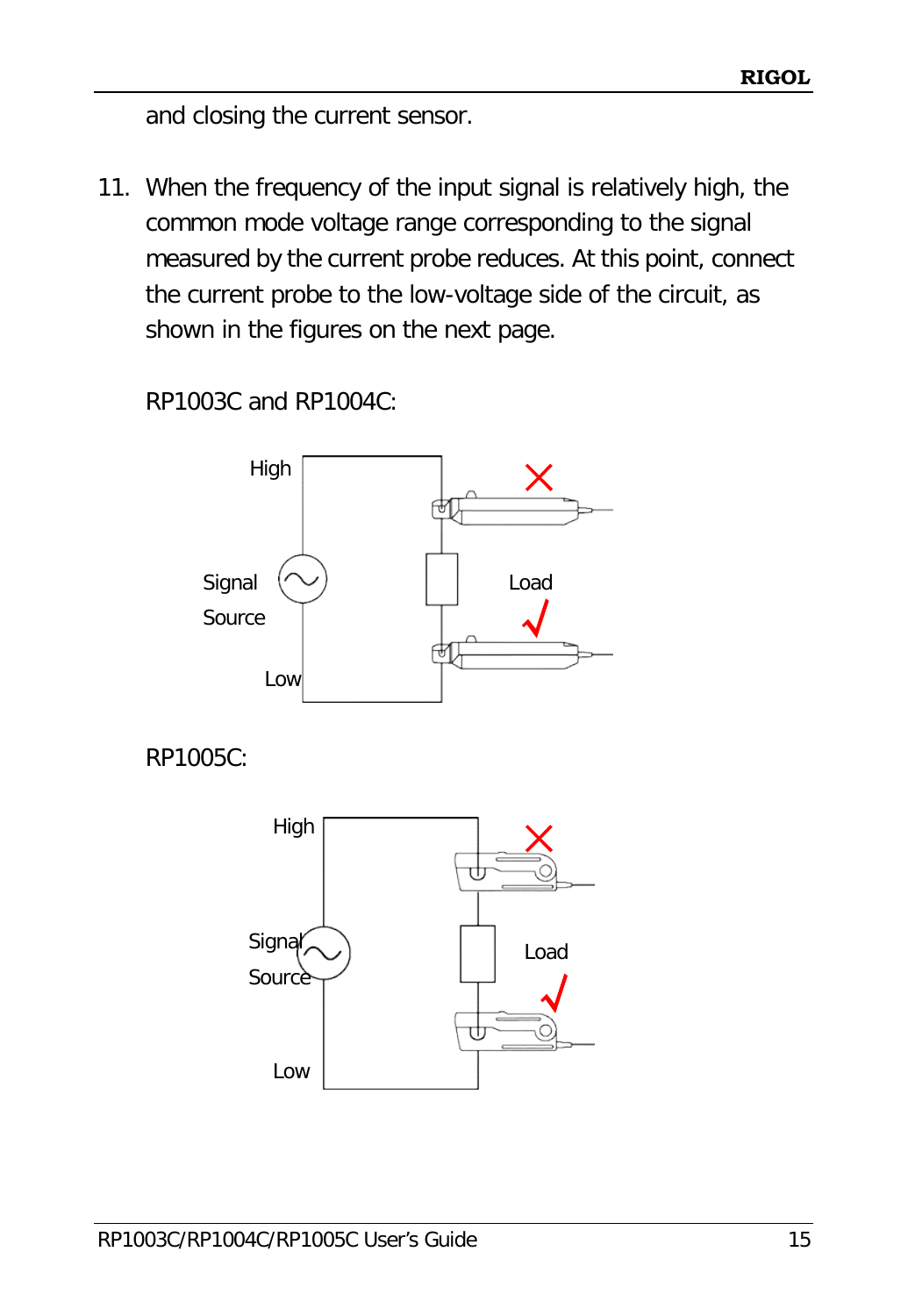and closing the current sensor.

11. When the frequency of the input signal is relatively high, the common mode voltage range corresponding to the signal measured by the current probe reduces. At this point, connect the current probe to the low-voltage side of the circuit, as shown in the figures on the next page.

    RP1003C and RP1004C:

    High

    Signal Source

    Low

    Load

    RP1005C:

    High

    Signal Source

    Low

    Load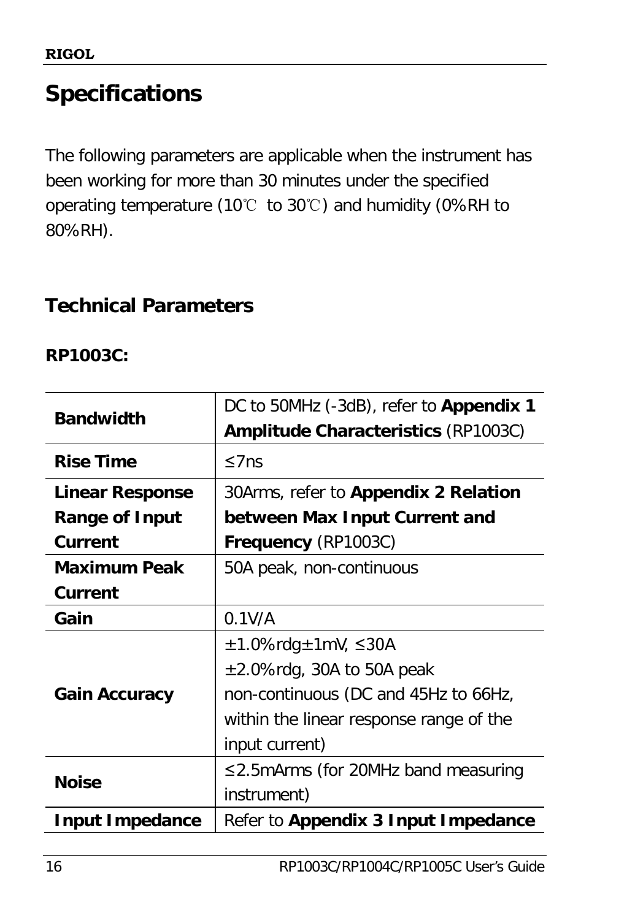# Specifications

The following parameters are applicable when the instrument has been working for more than 30 minutes under the specified operating temperature (10℃ to 30℃) and humidity (0%RH to 80%RH).

## Technical Parameters

### RP1003C:

| | |
|---|---|
| **Bandwidth** | DC to 50MHz (-3dB), refer to **Appendix 1 Amplitude Characteristics** (RP1003C) |
| **Rise Time** | ≤7ns |
| **Linear Response Range of Input Current** | 30Arms, refer to **Appendix 2 Relation between Max Input Current and Frequency** (RP1003C) |
| **Maximum Peak Current** | 50A peak, non-continuous |
| **Gain** | 0.1V/A |
| **Gain Accuracy** | ±1.0%rdg±1mV, ≤30A<br>±2.0%rdg, 30A to 50A peak non-continuous (DC and 45Hz to 66Hz, within the linear response range of the input current) |
| **Noise** | ≤2.5mArms (for 20MHz band measuring instrument) |
| **Input Impedance** | Refer to **Appendix 3 Input Impedance** |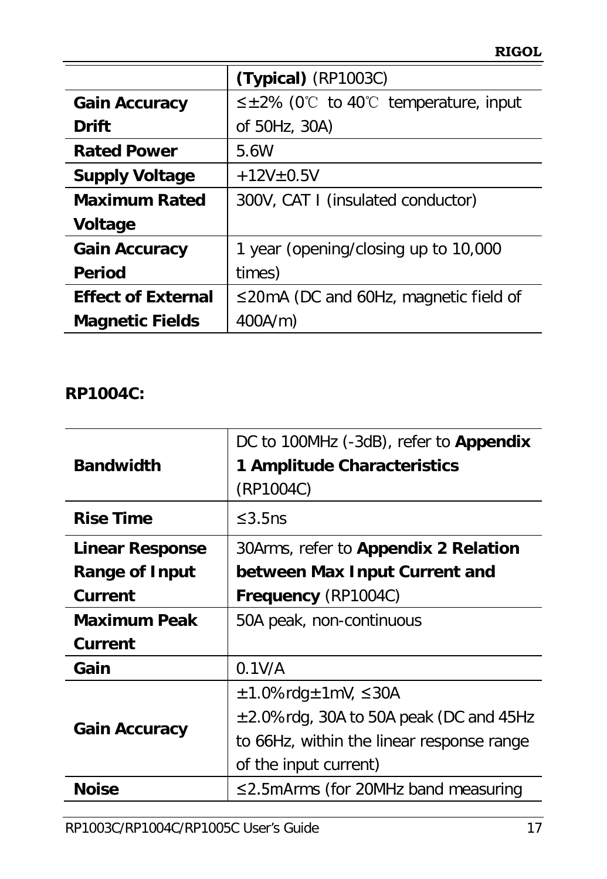| | **(Typical)** (RP1003C) |
|---|---|
| **Gain Accuracy Drift** | ≤±2% (0℃ to 40℃ temperature, input of 50Hz, 30A) |
| **Rated Power** | 5.6W |
| **Supply Voltage** | +12V±0.5V |
| **Maximum Rated Voltage** | 300V, CAT I (insulated conductor) |
| **Gain Accuracy Period** | 1 year (opening/closing up to 10,000 times) |
| **Effect of External Magnetic Fields** | ≤20mA (DC and 60Hz, magnetic field of 400A/m) |

**RP1004C:**

| | |
|---|---|
| **Bandwidth** | DC to 100MHz (-3dB), refer to **Appendix 1 Amplitude Characteristics** (RP1004C) |
| **Rise Time** | ≤3.5ns |
| **Linear Response Range of Input Current** | 30Arms, refer to **Appendix 2 Relation between Max Input Current and Frequency** (RP1004C) |
| **Maximum Peak Current** | 50A peak, non-continuous |
| **Gain** | 0.1V/A |
| **Gain Accuracy** | ±1.0%rdg±1mV, ≤30A<br>±2.0%rdg, 30A to 50A peak (DC and 45Hz to 66Hz, within the linear response range of the input current) |
| **Noise** | ≤2.5mArms (for 20MHz band measuring |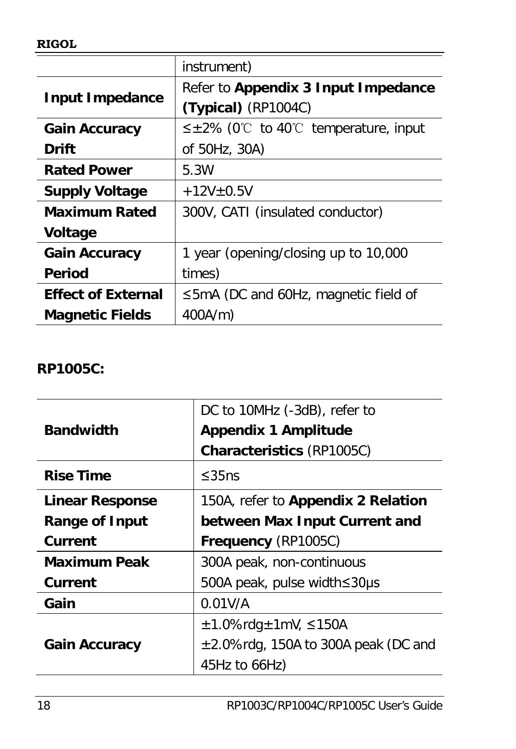| | |
|---|---|
| | instrument) |
| **Input Impedance** | Refer to **Appendix 3 Input Impedance (Typical)** (RP1004C) |
| **Gain Accuracy Drift** | ≤±2% (0℃ to 40℃ temperature, input of 50Hz, 30A) |
| **Rated Power** | 5.3W |
| **Supply Voltage** | +12V±0.5V |
| **Maximum Rated Voltage** | 300V, CATI (insulated conductor) |
| **Gain Accuracy Period** | 1 year (opening/closing up to 10,000 times) |
| **Effect of External Magnetic Fields** | ≤5mA (DC and 60Hz, magnetic field of 400A/m) |

**RP1005C:**

| | |
|---|---|
| **Bandwidth** | DC to 10MHz (-3dB), refer to **Appendix 1 Amplitude Characteristics** (RP1005C) |
| **Rise Time** | ≤35ns |
| **Linear Response Range of Input Current** | 150A, refer to **Appendix 2 Relation between Max Input Current and Frequency** (RP1005C) |
| **Maximum Peak Current** | 300A peak, non-continuous<br>500A peak, pulse width≤30μs |
| **Gain** | 0.01V/A |
| **Gain Accuracy** | ±1.0%rdg±1mV, ≤150A<br>±2.0%rdg, 150A to 300A peak (DC and 45Hz to 66Hz) |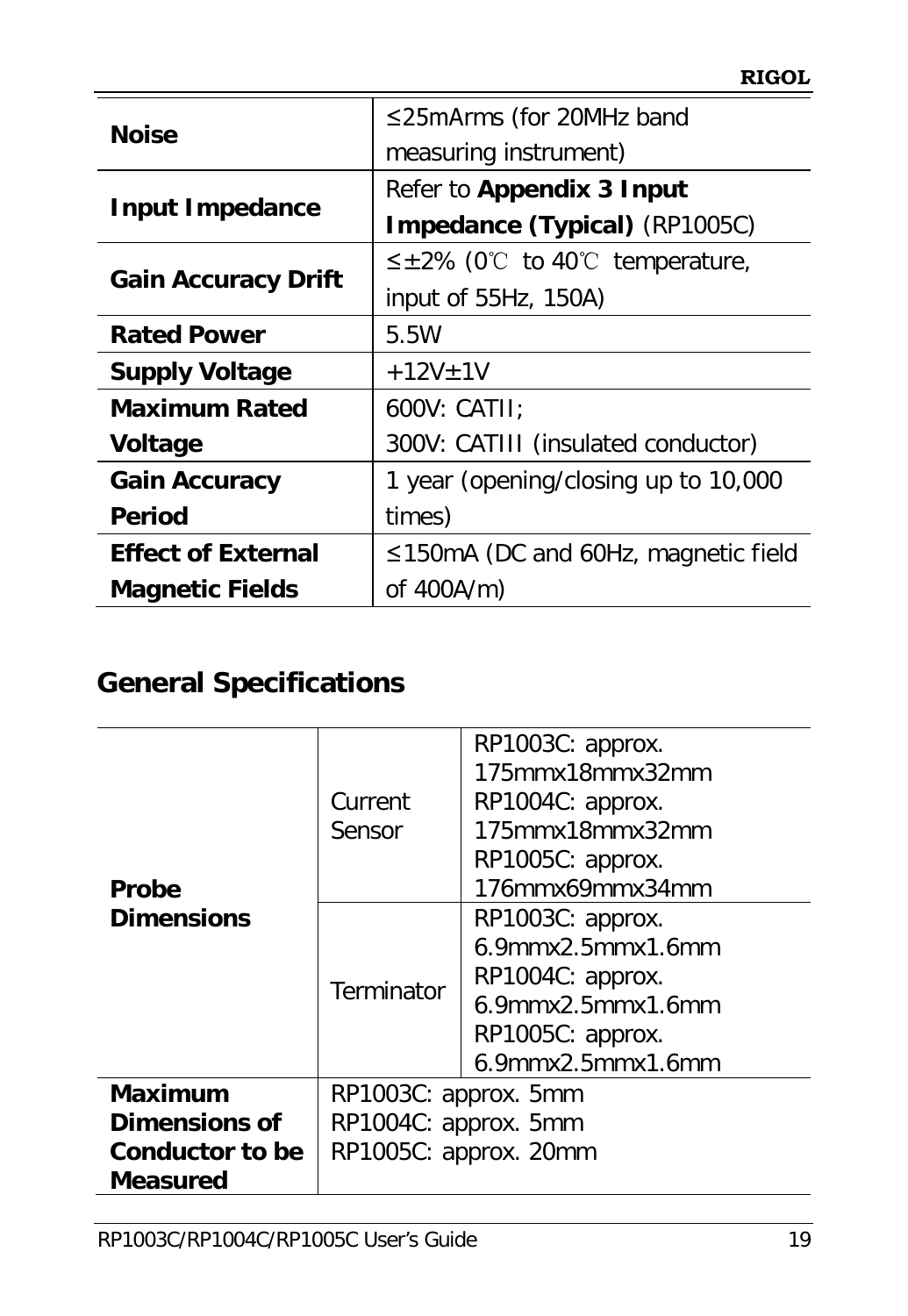| | |
|---|---|
| **Noise** | ≤25mArms (for 20MHz band measuring instrument) |
| **Input Impedance** | Refer to **Appendix 3 Input Impedance (Typical)** (RP1005C) |
| **Gain Accuracy Drift** | ≤±2% (0℃ to 40℃ temperature, input of 55Hz, 150A) |
| **Rated Power** | 5.5W |
| **Supply Voltage** | +12V±1V |
| **Maximum Rated Voltage** | 600V: CATII;<br>300V: CATIII (insulated conductor) |
| **Gain Accuracy Period** | 1 year (opening/closing up to 10,000 times) |
| **Effect of External Magnetic Fields** | ≤150mA (DC and 60Hz, magnetic field of 400A/m) |

## General Specifications

| | | |
|---|---|---|
| **Probe Dimensions** | Current Sensor | RP1003C: approx. 175mmx18mmx32mm<br>RP1004C: approx. 175mmx18mmx32mm<br>RP1005C: approx. 176mmx69mmx34mm |
| | Terminator | RP1003C: approx. 6.9mmx2.5mmx1.6mm<br>RP1004C: approx. 6.9mmx2.5mmx1.6mm<br>RP1005C: approx. 6.9mmx2.5mmx1.6mm |
| **Maximum Dimensions of Conductor to be Measured** | RP1003C: approx. 5mm<br>RP1004C: approx. 5mm<br>RP1005C: approx. 20mm | |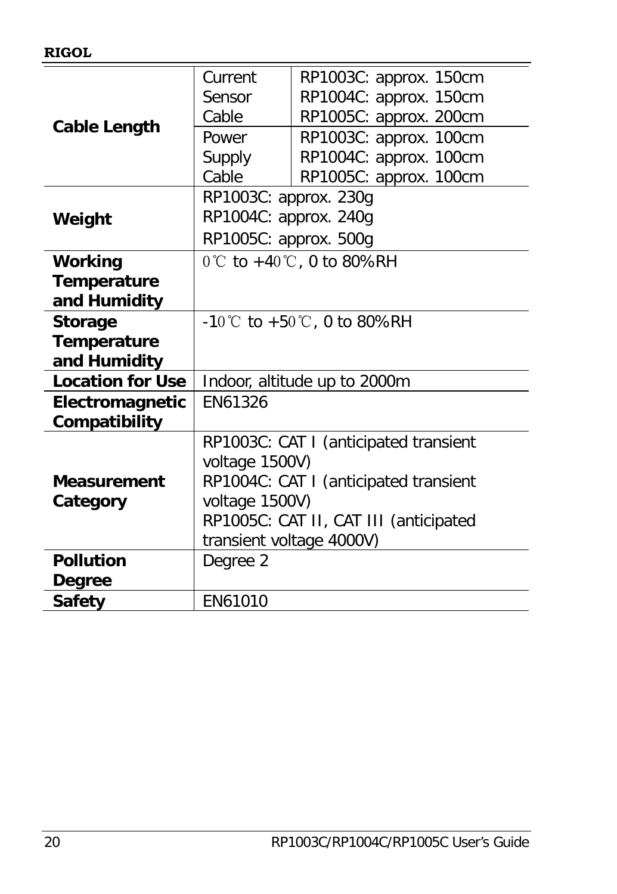| | | |
|---|---|---|
| **Cable Length** | Current Sensor Cable | RP1003C: approx. 150cm<br>RP1004C: approx. 150cm<br>RP1005C: approx. 200cm |
| | Power Supply Cable | RP1003C: approx. 100cm<br>RP1004C: approx. 100cm<br>RP1005C: approx. 100cm |
| **Weight** | RP1003C: approx. 230g<br>RP1004C: approx. 240g<br>RP1005C: approx. 500g | |
| **Working Temperature and Humidity** | 0℃ to +40℃, 0 to 80%RH | |
| **Storage Temperature and Humidity** | -10℃ to +50℃, 0 to 80%RH | |
| **Location for Use** | Indoor, altitude up to 2000m | |
| **Electromagnetic Compatibility** | EN61326 | |
| **Measurement Category** | RP1003C: CAT I (anticipated transient voltage 1500V)<br>RP1004C: CAT I (anticipated transient voltage 1500V)<br>RP1005C: CAT II, CAT III (anticipated transient voltage 4000V) | |
| **Pollution Degree** | Degree 2 | |
| **Safety** | EN61010 | |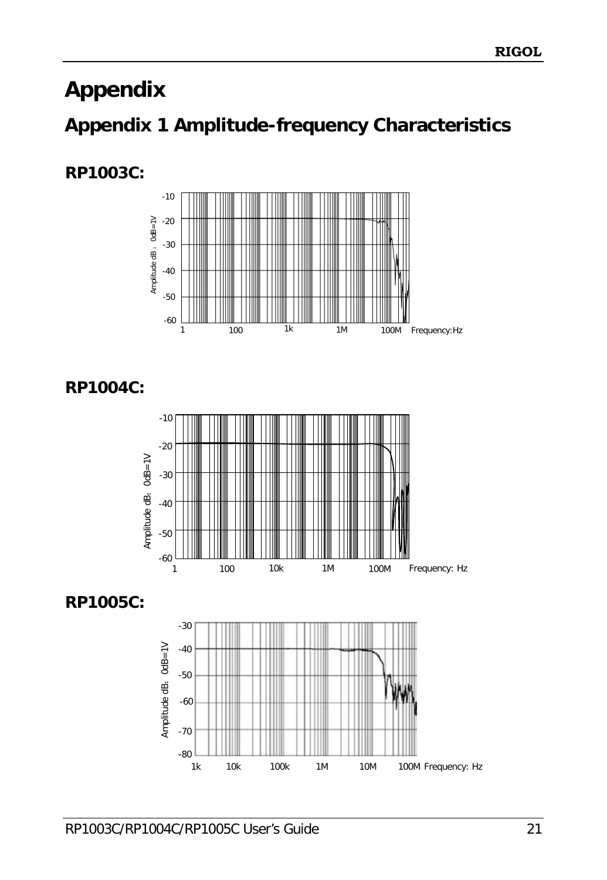# Appendix

## Appendix 1 Amplitude-frequency Characteristics

### RP1003C:

### RP1004C:

### RP1005C: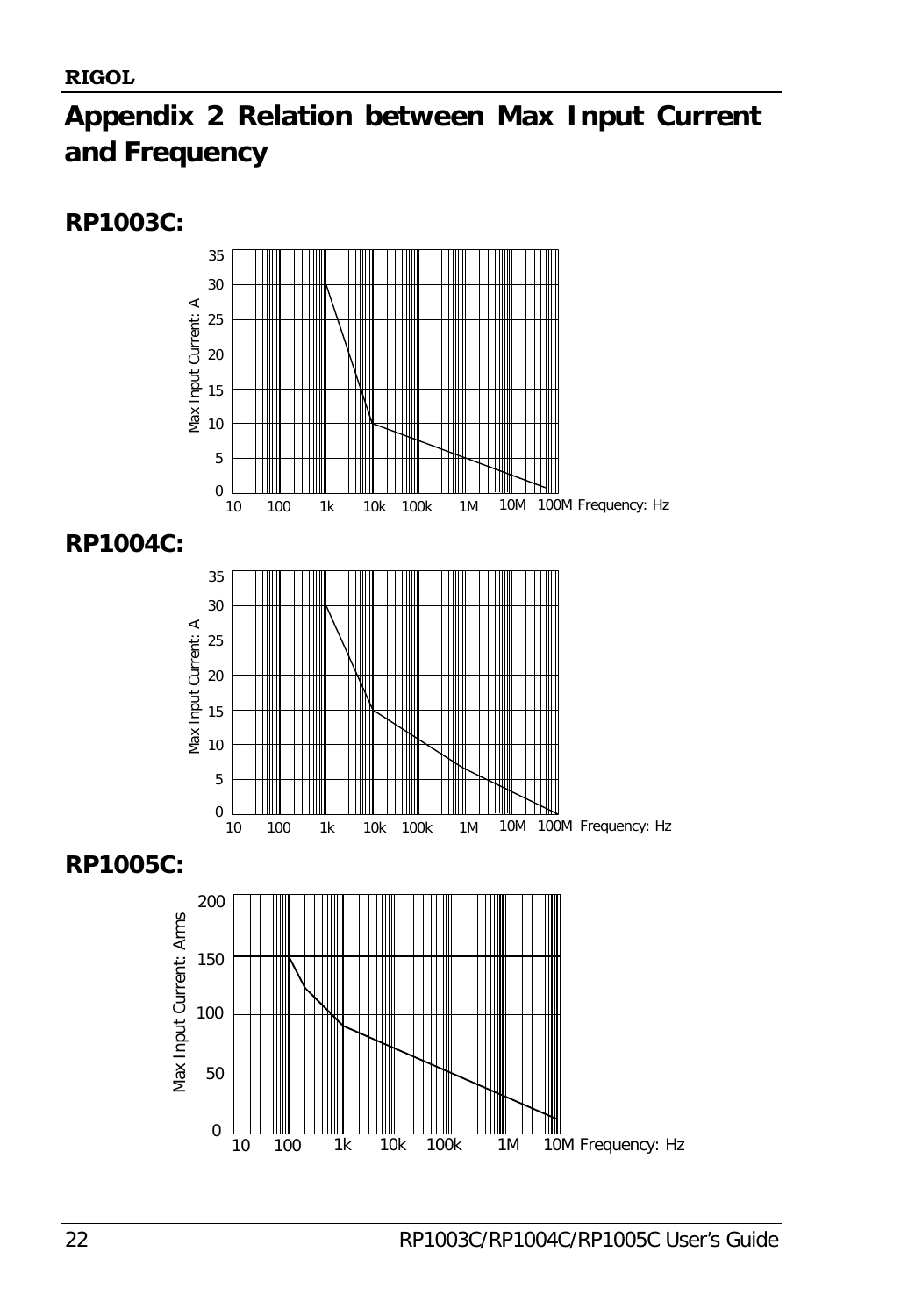# Appendix 2 Relation between Max Input Current and Frequency

## RP1003C:

Max Input Current: A

35
30
25
20
15
10
5
0

10 100 1k 10k 100k 1M 10M 100M Frequency: Hz

## RP1004C:

Max Input Current: A

35
30
25
20
15
10
5
0

10 100 1k 10k 100k 1M 10M 100M Frequency: Hz

## RP1005C:

Max Input Current: Arms

200
150
100
50
0

10 100 1k 10k 100k 1M 10M Frequency: Hz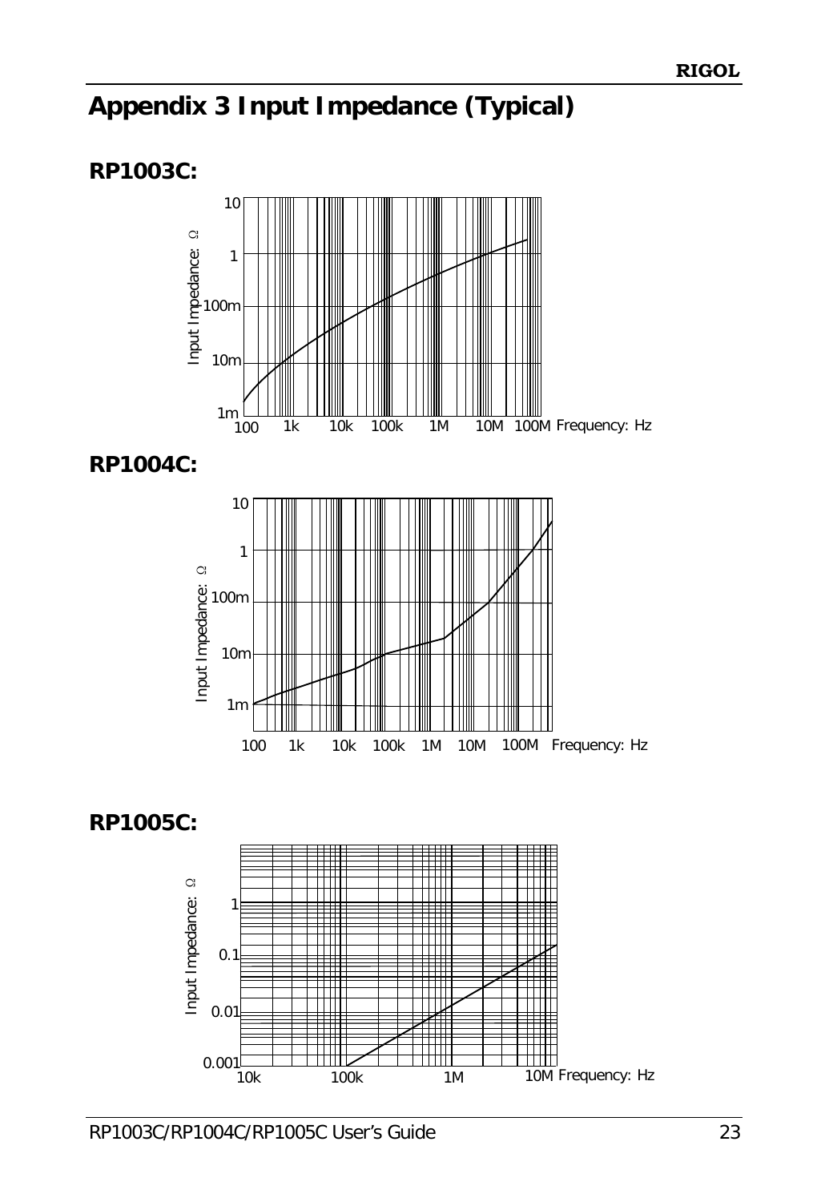# Appendix 3 Input Impedance (Typical)

## RP1003C:

Input Impedance: Ω

10

1

100m

10m

1m

100 1k 10k 100k 1M 10M 100M Frequency: Hz

## RP1004C:

Input Impedance: Ω

10

1

100m

10m

1m

100 1k 10k 100k 1M 10M 100M Frequency: Hz

## RP1005C:

Input Impedance: Ω

1

0.1

0.01

0.001

10k 100k 1M 10M Frequency: Hz